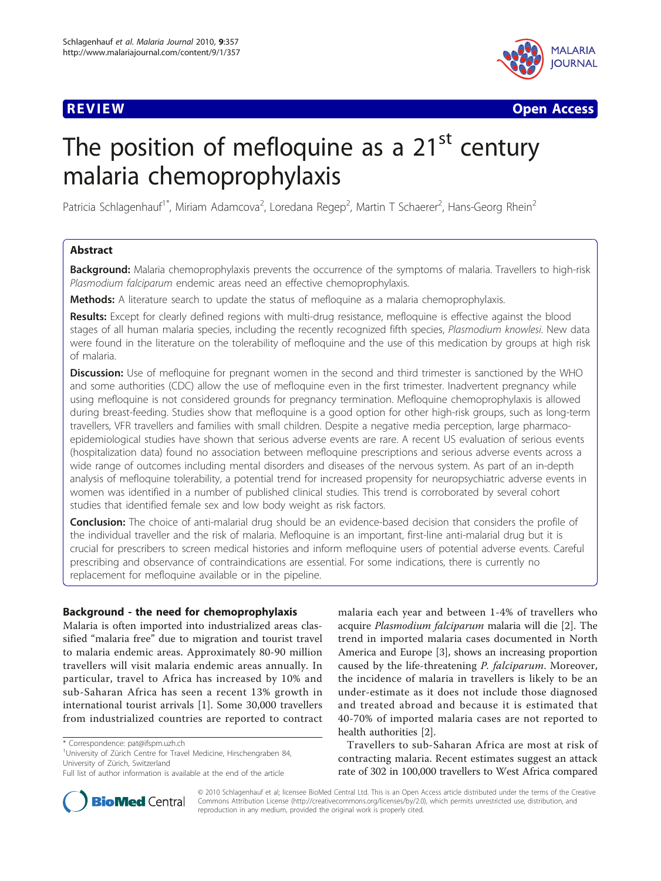**REVIEW** **Open Access**

# The position of mefloquine as a 21st century malaria chemoprophylaxis

Patricia Schlagenhauf[1*], Miriam Adamcova[2], Loredana Regep[2], Martin T Schaerer[2], Hans-Georg Rhein[2]

## Abstract

**Background:** Malaria chemoprophylaxis prevents the occurrence of the symptoms of malaria. Travellers to high-risk *Plasmodium falciparum* endemic areas need an effective chemoprophylaxis.

**Methods:** A literature search to update the status of mefloquine as a malaria chemoprophylaxis.

**Results:** Except for clearly defined regions with multi-drug resistance, mefloquine is effective against the blood stages of all human malaria species, including the recently recognized fifth species, *Plasmodium knowlesi*. New data were found in the literature on the tolerability of mefloquine and the use of this medication by groups at high risk of malaria.

**Discussion:** Use of mefloquine for pregnant women in the second and third trimester is sanctioned by the WHO and some authorities (CDC) allow the use of mefloquine even in the first trimester. Inadvertent pregnancy while using mefloquine is not considered grounds for pregnancy termination. Mefloquine chemoprophylaxis is allowed during breast-feeding. Studies show that mefloquine is a good option for other high-risk groups, such as long-term travellers, VFR travellers and families with small children. Despite a negative media perception, large pharmaco-epidemiological studies have shown that serious adverse events are rare. A recent US evaluation of serious events (hospitalization data) found no association between mefloquine prescriptions and serious adverse events across a wide range of outcomes including mental disorders and diseases of the nervous system. As part of an in-depth analysis of mefloquine tolerability, a potential trend for increased propensity for neuropsychiatric adverse events in women was identified in a number of published clinical studies. This trend is corroborated by several cohort studies that identified female sex and low body weight as risk factors.

**Conclusion:** The choice of anti-malarial drug should be an evidence-based decision that considers the profile of the individual traveller and the risk of malaria. Mefloquine is an important, first-line anti-malarial drug but it is crucial for prescribers to screen medical histories and inform mefloquine users of potential adverse events. Careful prescribing and observance of contraindications are essential. For some indications, there is currently no replacement for mefloquine available or in the pipeline.

## Background - the need for chemoprophylaxis

Malaria is often imported into industrialized areas classified "malaria free" due to migration and tourist travel to malaria endemic areas. Approximately 80-90 million travellers will visit malaria endemic areas annually. In particular, travel to Africa has increased by 10% and sub-Saharan Africa has seen a recent 13% growth in international tourist arrivals [1]. Some 30,000 travellers from industrialized countries are reported to contract malaria each year and between 1-4% of travellers who acquire *Plasmodium falciparum* malaria will die [2]. The trend in imported malaria cases documented in North America and Europe [3], shows an increasing proportion caused by the life-threatening *P. falciparum*. Moreover, the incidence of malaria in travellers is likely to be an under-estimate as it does not include those diagnosed and treated abroad and because it is estimated that 40-70% of imported malaria cases are not reported to health authorities [2].

Travellers to sub-Saharan Africa are most at risk of contracting malaria. Recent estimates suggest an attack rate of 302 in 100,000 travellers to West Africa compared

\* Correspondence: pat@ifspm.uzh.ch
[1]University of Zürich Centre for Travel Medicine, Hirschengraben 84, University of Zürich, Switzerland
Full list of author information is available at the end of the article

© 2010 Schlagenhauf et al; licensee BioMed Central Ltd. This is an Open Access article distributed under the terms of the Creative Commons Attribution License (http://creativecommons.org/licenses/by/2.0), which permits unrestricted use, distribution, and reproduction in any medium, provided the original work is properly cited.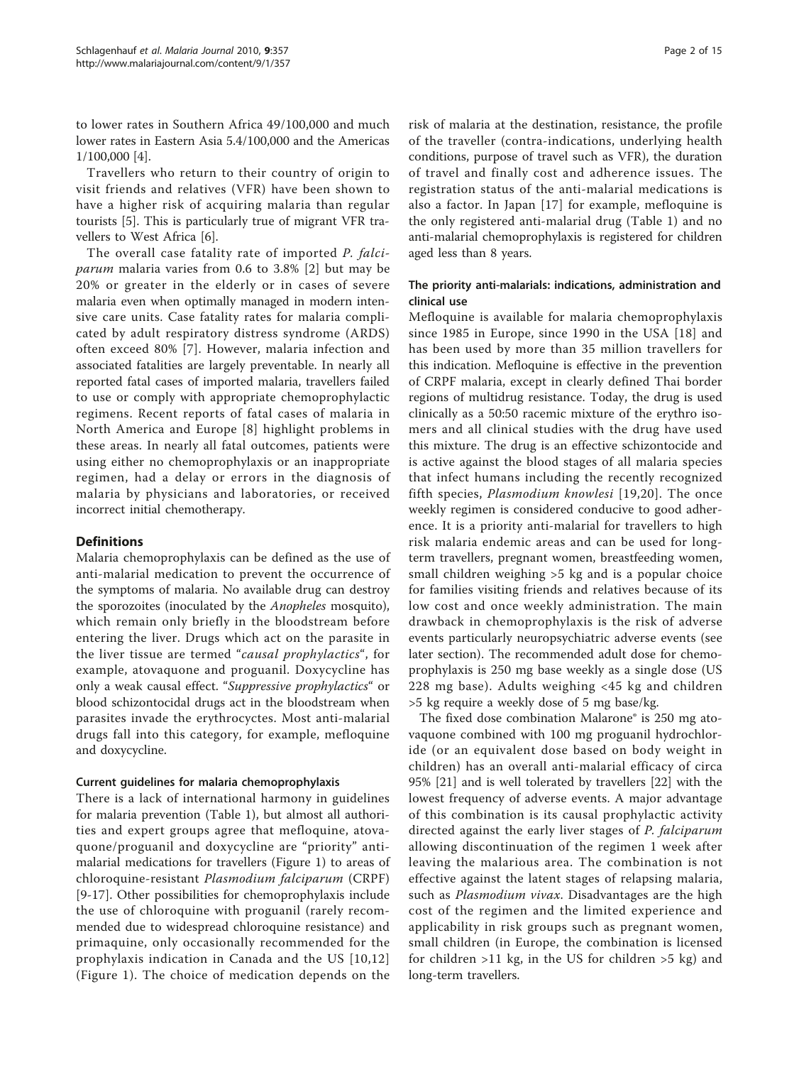to lower rates in Southern Africa 49/100,000 and much lower rates in Eastern Asia 5.4/100,000 and the Americas 1/100,000 [4].

Travellers who return to their country of origin to visit friends and relatives (VFR) have been shown to have a higher risk of acquiring malaria than regular tourists [5]. This is particularly true of migrant VFR travellers to West Africa [6].

The overall case fatality rate of imported *P. falciparum* malaria varies from 0.6 to 3.8% [2] but may be 20% or greater in the elderly or in cases of severe malaria even when optimally managed in modern intensive care units. Case fatality rates for malaria complicated by adult respiratory distress syndrome (ARDS) often exceed 80% [7]. However, malaria infection and associated fatalities are largely preventable. In nearly all reported fatal cases of imported malaria, travellers failed to use or comply with appropriate chemoprophylactic regimens. Recent reports of fatal cases of malaria in North America and Europe [8] highlight problems in these areas. In nearly all fatal outcomes, patients were using either no chemoprophylaxis or an inappropriate regimen, had a delay or errors in the diagnosis of malaria by physicians and laboratories, or received incorrect initial chemotherapy.

## Definitions

Malaria chemoprophylaxis can be defined as the use of anti-malarial medication to prevent the occurrence of the symptoms of malaria. No available drug can destroy the sporozoites (inoculated by the *Anopheles* mosquito), which remain only briefly in the bloodstream before entering the liver. Drugs which act on the parasite in the liver tissue are termed "*causal prophylactics*", for example, atovaquone and proguanil. Doxycycline has only a weak causal effect. "*Suppressive prophylactics*" or blood schizontocidal drugs act in the bloodstream when parasites invade the erythrocytes. Most anti-malarial drugs fall into this category, for example, mefloquine and doxycycline.

### Current guidelines for malaria chemoprophylaxis

There is a lack of international harmony in guidelines for malaria prevention (Table 1), but almost all authorities and expert groups agree that mefloquine, atovaquone/proguanil and doxycycline are "priority" anti-malarial medications for travellers (Figure 1) to areas of chloroquine-resistant *Plasmodium falciparum* (CRPF) [9-17]. Other possibilities for chemoprophylaxis include the use of chloroquine with proguanil (rarely recommended due to widespread chloroquine resistance) and primaquine, only occasionally recommended for the prophylaxis indication in Canada and the US [10,12] (Figure 1). The choice of medication depends on the risk of malaria at the destination, resistance, the profile of the traveller (contra-indications, underlying health conditions, purpose of travel such as VFR), the duration of travel and finally cost and adherence issues. The registration status of the anti-malarial medications is also a factor. In Japan [17] for example, mefloquine is the only registered anti-malarial drug (Table 1) and no anti-malarial chemoprophylaxis is registered for children aged less than 8 years.

### The priority anti-malarials: indications, administration and clinical use

Mefloquine is available for malaria chemoprophylaxis since 1985 in Europe, since 1990 in the USA [18] and has been used by more than 35 million travellers for this indication. Mefloquine is effective in the prevention of CRPF malaria, except in clearly defined Thai border regions of multidrug resistance. Today, the drug is used clinically as a 50:50 racemic mixture of the erythro isomers and all clinical studies with the drug have used this mixture. The drug is an effective schizontocide and is active against the blood stages of all malaria species that infect humans including the recently recognized fifth species, *Plasmodium knowlesi* [19,20]. The once weekly regimen is considered conducive to good adherence. It is a priority anti-malarial for travellers to high risk malaria endemic areas and can be used for long-term travellers, pregnant women, breastfeeding women, small children weighing >5 kg and is a popular choice for families visiting friends and relatives because of its low cost and once weekly administration. The main drawback in chemoprophylaxis is the risk of adverse events particularly neuropsychiatric adverse events (see later section). The recommended adult dose for chemoprophylaxis is 250 mg base weekly as a single dose (US 228 mg base). Adults weighing <45 kg and children >5 kg require a weekly dose of 5 mg base/kg.

The fixed dose combination Malarone® is 250 mg atovaquone combined with 100 mg proguanil hydrochloride (or an equivalent dose based on body weight in children) has an overall anti-malarial efficacy of circa 95% [21] and is well tolerated by travellers [22] with the lowest frequency of adverse events. A major advantage of this combination is its causal prophylactic activity directed against the early liver stages of *P. falciparum* allowing discontinuation of the regimen 1 week after leaving the malarious area. The combination is not effective against the latent stages of relapsing malaria, such as *Plasmodium vivax*. Disadvantages are the high cost of the regimen and the limited experience and applicability in risk groups such as pregnant women, small children (in Europe, the combination is licensed for children >11 kg, in the US for children >5 kg) and long-term travellers.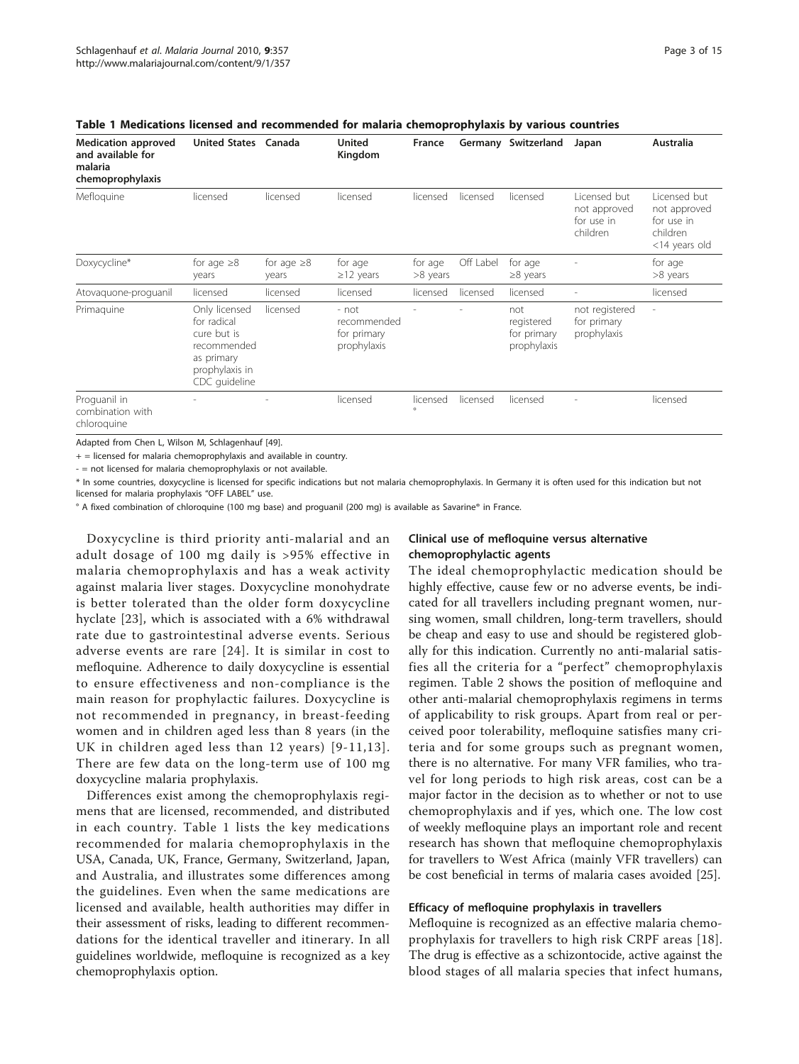**Table 1 Medications licensed and recommended for malaria chemoprophylaxis by various countries**

| Medication approved and available for malaria chemoprophylaxis | United States | Canada | United Kingdom | France | Germany | Switzerland | Japan | Australia |
|---|---|---|---|---|---|---|---|---|
| Mefloquine | licensed | licensed | licensed | licensed | licensed | licensed | Licensed but not approved for use in children | Licensed but not approved for use in children <14 years old |
| Doxycycline* | for age ≥8 years | for age ≥8 years | for age ≥12 years | for age >8 years | Off Label | for age ≥8 years | - | for age >8 years |
| Atovaquone-proguanil | licensed | licensed | licensed | licensed | licensed | licensed | - | licensed |
| Primaquine | Only licensed for radical cure but is recommended as primary prophylaxis in CDC guideline | licensed | - not recommended for primary prophylaxis | - | - | not registered for primary prophylaxis | not registered for primary prophylaxis | - |
| Proguanil in combination with chloroquine | - | - | licensed | licensed ° | licensed | licensed | - | licensed |

Adapted from Chen L, Wilson M, Schlagenhauf [49].

+ = licensed for malaria chemoprophylaxis and available in country.

- = not licensed for malaria chemoprophylaxis or not available.

* In some countries, doxycycline is licensed for specific indications but not malaria chemoprophylaxis. In Germany it is often used for this indication but not licensed for malaria prophylaxis "OFF LABEL" use.

° A fixed combination of chloroquine (100 mg base) and proguanil (200 mg) is available as Savarine® in France.

Doxycycline is third priority anti-malarial and an adult dosage of 100 mg daily is >95% effective in malaria chemoprophylaxis and has a weak activity against malaria liver stages. Doxycycline monohydrate is better tolerated than the older form doxycycline hyclate [23], which is associated with a 6% withdrawal rate due to gastrointestinal adverse events. Serious adverse events are rare [24]. It is similar in cost to mefloquine. Adherence to daily doxycycline is essential to ensure effectiveness and non-compliance is the main reason for prophylactic failures. Doxycycline is not recommended in pregnancy, in breast-feeding women and in children aged less than 8 years (in the UK in children aged less than 12 years) [9-11,13]. There are few data on the long-term use of 100 mg doxycycline malaria prophylaxis.

Differences exist among the chemoprophylaxis regimens that are licensed, recommended, and distributed in each country. Table 1 lists the key medications recommended for malaria chemoprophylaxis in the USA, Canada, UK, France, Germany, Switzerland, Japan, and Australia, and illustrates some differences among the guidelines. Even when the same medications are licensed and available, health authorities may differ in their assessment of risks, leading to different recommendations for the identical traveller and itinerary. In all guidelines worldwide, mefloquine is recognized as a key chemoprophylaxis option.

### Clinical use of mefloquine versus alternative chemoprophylactic agents

The ideal chemoprophylactic medication should be highly effective, cause few or no adverse events, be indicated for all travellers including pregnant women, nursing women, small children, long-term travellers, should be cheap and easy to use and should be registered globally for this indication. Currently no anti-malarial satisfies all the criteria for a "perfect" chemoprophylaxis regimen. Table 2 shows the position of mefloquine and other anti-malarial chemoprophylaxis regimens in terms of applicability to risk groups. Apart from real or perceived poor tolerability, mefloquine satisfies many criteria and for some groups such as pregnant women, there is no alternative. For many VFR families, who travel for long periods to high risk areas, cost can be a major factor in the decision as to whether or not to use chemoprophylaxis and if yes, which one. The low cost of weekly mefloquine plays an important role and recent research has shown that mefloquine chemoprophylaxis for travellers to West Africa (mainly VFR travellers) can be cost beneficial in terms of malaria cases avoided [25].

### Efficacy of mefloquine prophylaxis in travellers

Mefloquine is recognized as an effective malaria chemoprophylaxis for travellers to high risk CRPF areas [18]. The drug is effective as a schizontocide, active against the blood stages of all malaria species that infect humans,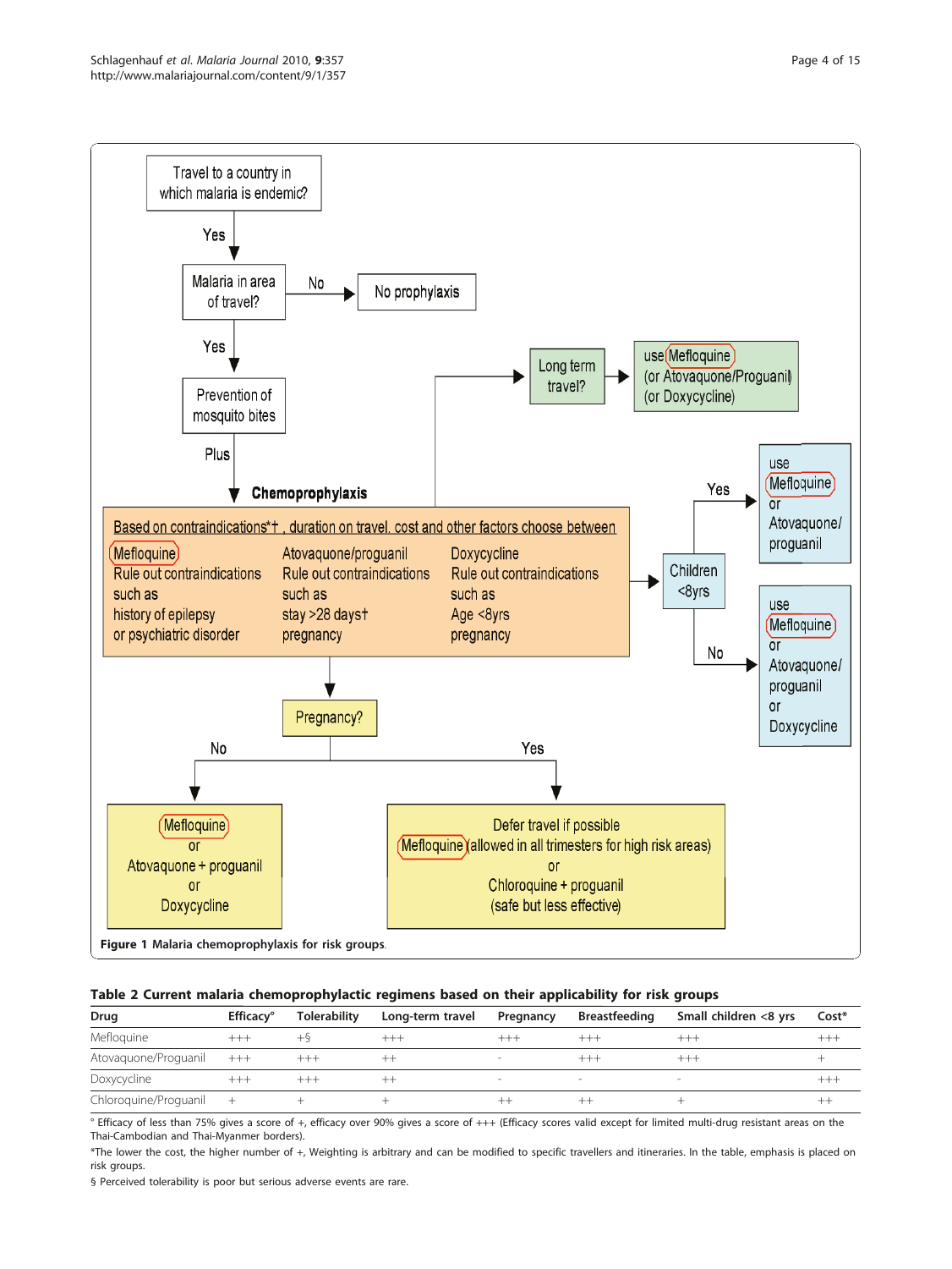Travel to a country in which malaria is endemic?

Yes

Malaria in area of travel? — No → No prophylaxis

Yes

Prevention of mosquito bites

Plus

**Chemoprophylaxis**

Based on contraindications*†, duration on travel, cost and other factors choose between

- Mefloquine: Rule out contraindications such as history of epilepsy or psychiatric disorder
- Atovaquone/proguanil: Rule out contraindications such as stay >28 days† pregnancy
- Doxycycline: Rule out contraindications such as Age <8yrs pregnancy

Long term travel? → use Mefloquine (or Atovaquone/Proguanil) (or Doxycycline)

Children <8yrs?
- Yes → use Mefloquine or Atovaquone/proguanil
- No → use Mefloquine or Atovaquone/proguanil or Doxycycline

Pregnancy?
- No → Mefloquine or Atovaquone + proguanil or Doxycycline
- Yes → Defer travel if possible; Mefloquine (allowed in all trimesters for high risk areas) or Chloroquine + proguanil (safe but less effective)

**Figure 1 Malaria chemoprophylaxis for risk groups**.

**Table 2 Current malaria chemoprophylactic regimens based on their applicability for risk groups**

| Drug | Efficacy° | Tolerability | Long-term travel | Pregnancy | Breastfeeding | Small children <8 yrs | Cost* |
|---|---|---|---|---|---|---|---|
| Mefloquine | +++ | +§ | +++ | +++ | +++ | +++ | +++ |
| Atovaquone/Proguanil | +++ | +++ | ++ | - | +++ | +++ | + |
| Doxycycline | +++ | +++ | ++ | - | - | - | +++ |
| Chloroquine/Proguanil | + | + | + | ++ | ++ | + | ++ |

° Efficacy of less than 75% gives a score of +, efficacy over 90% gives a score of +++ (Efficacy scores valid except for limited multi-drug resistant areas on the Thai-Cambodian and Thai-Myanmer borders).

*The lower the cost, the higher number of +, Weighting is arbitrary and can be modified to specific travellers and itineraries. In the table, emphasis is placed on risk groups.

§ Perceived tolerability is poor but serious adverse events are rare.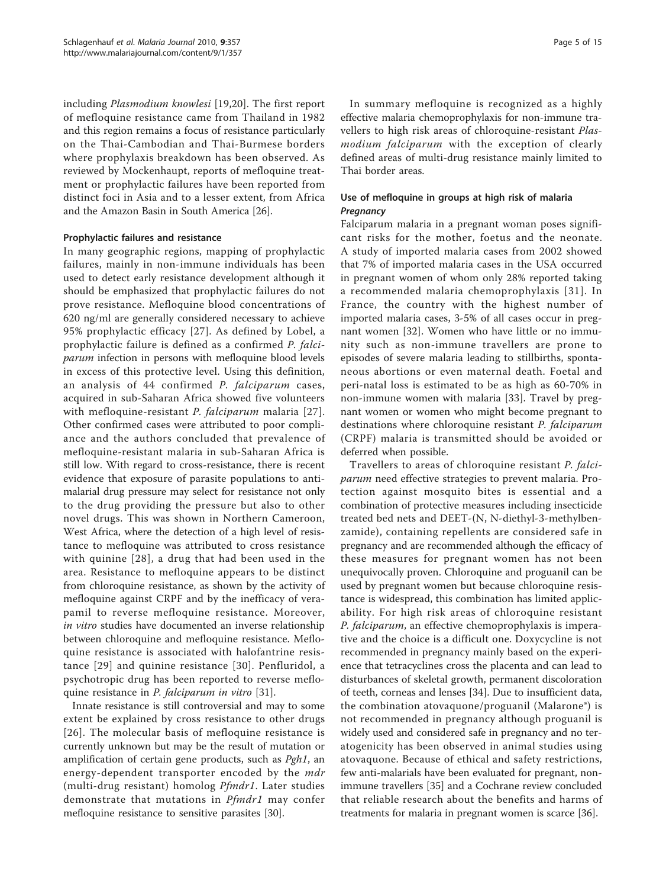including *Plasmodium knowlesi* [19,20]. The first report of mefloquine resistance came from Thailand in 1982 and this region remains a focus of resistance particularly on the Thai-Cambodian and Thai-Burmese borders where prophylaxis breakdown has been observed. As reviewed by Mockenhaupt, reports of mefloquine treatment or prophylactic failures have been reported from distinct foci in Asia and to a lesser extent, from Africa and the Amazon Basin in South America [26].

### Prophylactic failures and resistance

In many geographic regions, mapping of prophylactic failures, mainly in non-immune individuals has been used to detect early resistance development although it should be emphasized that prophylactic failures do not prove resistance. Mefloquine blood concentrations of 620 ng/ml are generally considered necessary to achieve 95% prophylactic efficacy [27]. As defined by Lobel, a prophylactic failure is defined as a confirmed *P. falciparum* infection in persons with mefloquine blood levels in excess of this protective level. Using this definition, an analysis of 44 confirmed *P. falciparum* cases, acquired in sub-Saharan Africa showed five volunteers with mefloquine-resistant *P. falciparum* malaria [27]. Other confirmed cases were attributed to poor compliance and the authors concluded that prevalence of mefloquine-resistant malaria in sub-Saharan Africa is still low. With regard to cross-resistance, there is recent evidence that exposure of parasite populations to antimalarial drug pressure may select for resistance not only to the drug providing the pressure but also to other novel drugs. This was shown in Northern Cameroon, West Africa, where the detection of a high level of resistance to mefloquine was attributed to cross resistance with quinine [28], a drug that had been used in the area. Resistance to mefloquine appears to be distinct from chloroquine resistance, as shown by the activity of mefloquine against CRPF and by the inefficacy of verapamil to reverse mefloquine resistance. Moreover, *in vitro* studies have documented an inverse relationship between chloroquine and mefloquine resistance. Mefloquine resistance is associated with halofantrine resistance [29] and quinine resistance [30]. Penfluridol, a psychotropic drug has been reported to reverse mefloquine resistance in *P. falciparum in vitro* [31].

Innate resistance is still controversial and may to some extent be explained by cross resistance to other drugs [26]. The molecular basis of mefloquine resistance is currently unknown but may be the result of mutation or amplification of certain gene products, such as *Pgh1*, an energy-dependent transporter encoded by the *mdr* (multi-drug resistant) homolog *Pfmdr1*. Later studies demonstrate that mutations in *Pfmdr1* may confer mefloquine resistance to sensitive parasites [30].

In summary mefloquine is recognized as a highly effective malaria chemoprophylaxis for non-immune travellers to high risk areas of chloroquine-resistant *Plasmodium falciparum* with the exception of clearly defined areas of multi-drug resistance mainly limited to Thai border areas.

## Use of mefloquine in groups at high risk of malaria

### *Pregnancy*

Falciparum malaria in a pregnant woman poses significant risks for the mother, foetus and the neonate. A study of imported malaria cases from 2002 showed that 7% of imported malaria cases in the USA occurred in pregnant women of whom only 28% reported taking a recommended malaria chemoprophylaxis [31]. In France, the country with the highest number of imported malaria cases, 3-5% of all cases occur in pregnant women [32]. Women who have little or no immunity such as non-immune travellers are prone to episodes of severe malaria leading to stillbirths, spontaneous abortions or even maternal death. Foetal and peri-natal loss is estimated to be as high as 60-70% in non-immune women with malaria [33]. Travel by pregnant women or women who might become pregnant to destinations where chloroquine resistant *P. falciparum* (CRPF) malaria is transmitted should be avoided or deferred when possible.

Travellers to areas of chloroquine resistant *P. falciparum* need effective strategies to prevent malaria. Protection against mosquito bites is essential and a combination of protective measures including insecticide treated bed nets and DEET-(N, N-diethyl-3-methylbenzamide), containing repellents are considered safe in pregnancy and are recommended although the efficacy of these measures for pregnant women has not been unequivocally proven. Chloroquine and proguanil can be used by pregnant women but because chloroquine resistance is widespread, this combination has limited applicability. For high risk areas of chloroquine resistant *P. falciparum*, an effective chemoprophylaxis is imperative and the choice is a difficult one. Doxycycline is not recommended in pregnancy mainly based on the experience that tetracyclines cross the placenta and can lead to disturbances of skeletal growth, permanent discoloration of teeth, corneas and lenses [34]. Due to insufficient data, the combination atovaquone/proguanil (Malarone®) is not recommended in pregnancy although proguanil is widely used and considered safe in pregnancy and no teratogenicity has been observed in animal studies using atovaquone. Because of ethical and safety restrictions, few anti-malarials have been evaluated for pregnant, non-immune travellers [35] and a Cochrane review concluded that reliable research about the benefits and harms of treatments for malaria in pregnant women is scarce [36].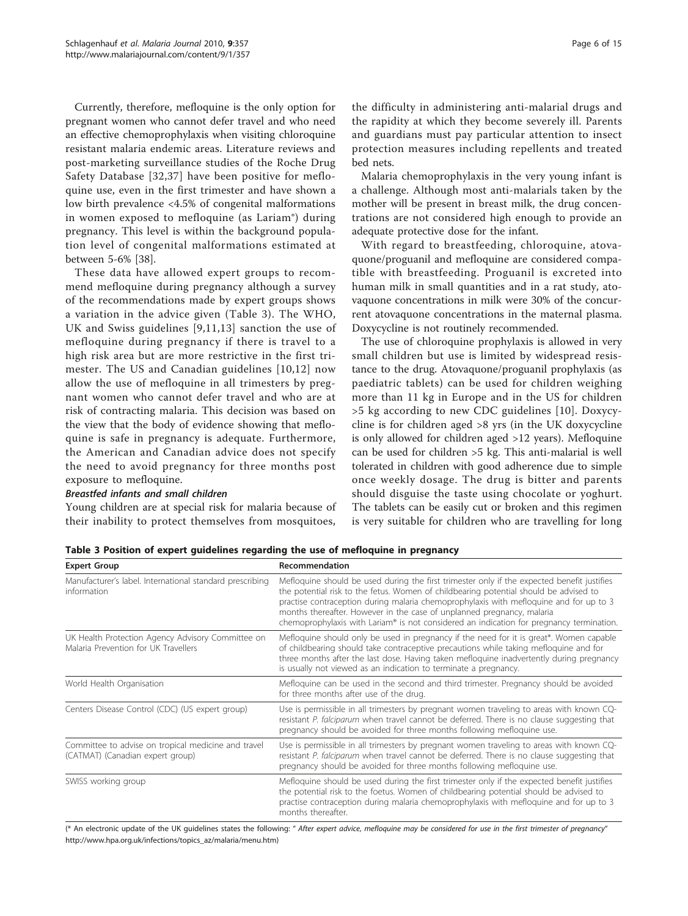Currently, therefore, mefloquine is the only option for pregnant women who cannot defer travel and who need an effective chemoprophylaxis when visiting chloroquine resistant malaria endemic areas. Literature reviews and post-marketing surveillance studies of the Roche Drug Safety Database [32,37] have been positive for mefloquine use, even in the first trimester and have shown a low birth prevalence <4.5% of congenital malformations in women exposed to mefloquine (as Lariam®) during pregnancy. This level is within the background population level of congenital malformations estimated at between 5-6% [38].

These data have allowed expert groups to recommend mefloquine during pregnancy although a survey of the recommendations made by expert groups shows a variation in the advice given (Table 3). The WHO, UK and Swiss guidelines [9,11,13] sanction the use of mefloquine during pregnancy if there is travel to a high risk area but are more restrictive in the first trimester. The US and Canadian guidelines [10,12] now allow the use of mefloquine in all trimesters by pregnant women who cannot defer travel and who are at risk of contracting malaria. This decision was based on the view that the body of evidence showing that mefloquine is safe in pregnancy is adequate. Furthermore, the American and Canadian advice does not specify the need to avoid pregnancy for three months post exposure to mefloquine.

***Breastfed infants and small children***

Young children are at special risk for malaria because of their inability to protect themselves from mosquitoes, the difficulty in administering anti-malarial drugs and the rapidity at which they become severely ill. Parents and guardians must pay particular attention to insect protection measures including repellents and treated bed nets.

Malaria chemoprophylaxis in the very young infant is a challenge. Although most anti-malarials taken by the mother will be present in breast milk, the drug concentrations are not considered high enough to provide an adequate protective dose for the infant.

With regard to breastfeeding, chloroquine, atovaquone/proguanil and mefloquine are considered compatible with breastfeeding. Proguanil is excreted into human milk in small quantities and in a rat study, atovaquone concentrations in milk were 30% of the concurrent atovaquone concentrations in the maternal plasma. Doxycycline is not routinely recommended.

The use of chloroquine prophylaxis is allowed in very small children but use is limited by widespread resistance to the drug. Atovaquone/proguanil prophylaxis (as paediatric tablets) can be used for children weighing more than 11 kg in Europe and in the US for children >5 kg according to new CDC guidelines [10]. Doxycycline is for children aged >8 yrs (in the UK doxycycline is only allowed for children aged >12 years). Mefloquine can be used for children >5 kg. This anti-malarial is well tolerated in children with good adherence due to simple once weekly dosage. The drug is bitter and parents should disguise the taste using chocolate or yoghurt. The tablets can be easily cut or broken and this regimen is very suitable for children who are travelling for long

**Table 3 Position of expert guidelines regarding the use of mefloquine in pregnancy**

| Expert Group | Recommendation |
| --- | --- |
| Manufacturer's label. International standard prescribing information | Mefloquine should be used during the first trimester only if the expected benefit justifies the potential risk to the fetus. Women of childbearing potential should be advised to practise contraception during malaria chemoprophylaxis with mefloquine and for up to 3 months thereafter. However in the case of unplanned pregnancy, malaria chemoprophylaxis with Lariam® is not considered an indication for pregnancy termination. |
| UK Health Protection Agency Advisory Committee on Malaria Prevention for UK Travellers | Mefloquine should only be used in pregnancy if the need for it is great*. Women capable of childbearing should take contraceptive precautions while taking mefloquine and for three months after the last dose. Having taken mefloquine inadvertently during pregnancy is usually not viewed as an indication to terminate a pregnancy. |
| World Health Organisation | Mefloquine can be used in the second and third trimester. Pregnancy should be avoided for three months after use of the drug. |
| Centers Disease Control (CDC) (US expert group) | Use is permissible in all trimesters by pregnant women traveling to areas with known CQ-resistant *P. falciparum* when travel cannot be deferred. There is no clause suggesting that pregnancy should be avoided for three months following mefloquine use. |
| Committee to advise on tropical medicine and travel (CATMAT) (Canadian expert group) | Use is permissible in all trimesters by pregnant women traveling to areas with known CQ-resistant *P. falciparum* when travel cannot be deferred. There is no clause suggesting that pregnancy should be avoided for three months following mefloquine use. |
| SWISS working group | Mefloquine should be used during the first trimester only if the expected benefit justifies the potential risk to the foetus. Women of childbearing potential should be advised to practise contraception during malaria chemoprophylaxis with mefloquine and for up to 3 months thereafter. |

(* An electronic update of the UK guidelines states the following: " *After expert advice, mefloquine may be considered for use in the first trimester of pregnancy*" http://www.hpa.org.uk/infections/topics_az/malaria/menu.htm)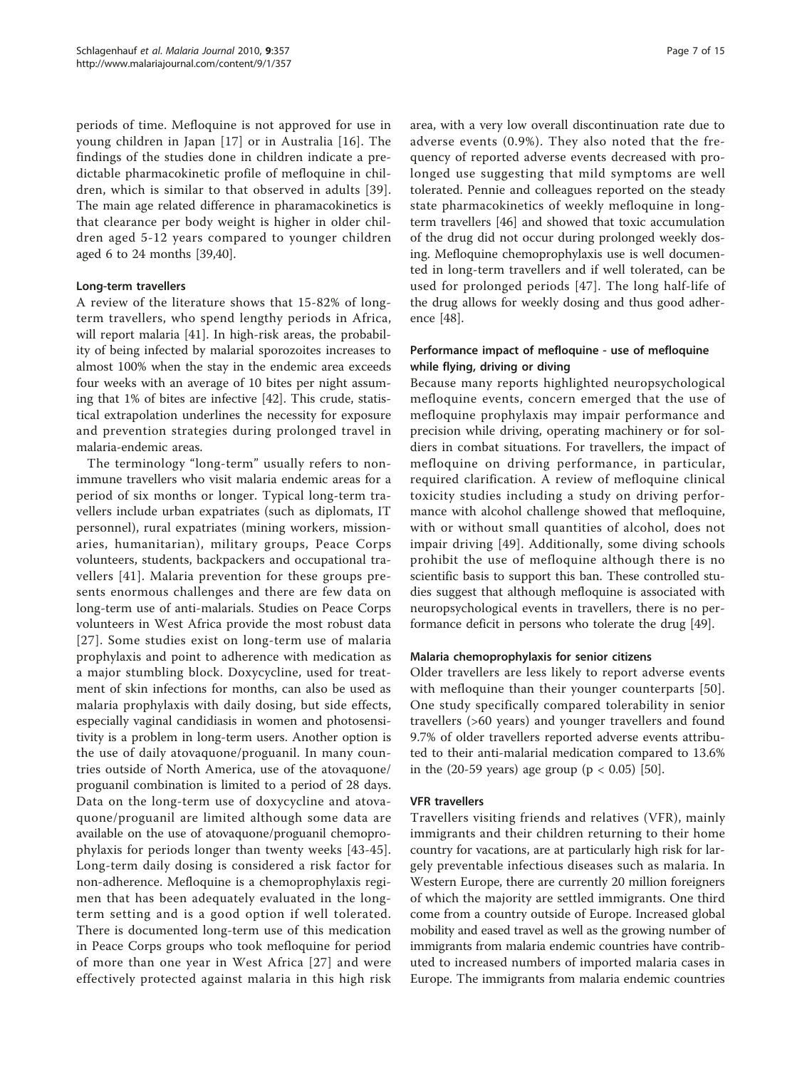periods of time. Mefloquine is not approved for use in young children in Japan [17] or in Australia [16]. The findings of the studies done in children indicate a predictable pharmacokinetic profile of mefloquine in children, which is similar to that observed in adults [39]. The main age related difference in pharamacokinetics is that clearance per body weight is higher in older children aged 5-12 years compared to younger children aged 6 to 24 months [39,40].

### Long-term travellers

A review of the literature shows that 15-82% of long-term travellers, who spend lengthy periods in Africa, will report malaria [41]. In high-risk areas, the probability of being infected by malarial sporozoites increases to almost 100% when the stay in the endemic area exceeds four weeks with an average of 10 bites per night assuming that 1% of bites are infective [42]. This crude, statistical extrapolation underlines the necessity for exposure and prevention strategies during prolonged travel in malaria-endemic areas.

The terminology "long-term" usually refers to non-immune travellers who visit malaria endemic areas for a period of six months or longer. Typical long-term travellers include urban expatriates (such as diplomats, IT personnel), rural expatriates (mining workers, missionaries, humanitarian), military groups, Peace Corps volunteers, students, backpackers and occupational travellers [41]. Malaria prevention for these groups presents enormous challenges and there are few data on long-term use of anti-malarials. Studies on Peace Corps volunteers in West Africa provide the most robust data [27]. Some studies exist on long-term use of malaria prophylaxis and point to adherence with medication as a major stumbling block. Doxycycline, used for treatment of skin infections for months, can also be used as malaria prophylaxis with daily dosing, but side effects, especially vaginal candidiasis in women and photosensitivity is a problem in long-term users. Another option is the use of daily atovaquone/proguanil. In many countries outside of North America, use of the atovaquone/proguanil combination is limited to a period of 28 days. Data on the long-term use of doxycycline and atovaquone/proguanil are limited although some data are available on the use of atovaquone/proguanil chemoprophylaxis for periods longer than twenty weeks [43-45]. Long-term daily dosing is considered a risk factor for non-adherence. Mefloquine is a chemoprophylaxis regimen that has been adequately evaluated in the long-term setting and is a good option if well tolerated. There is documented long-term use of this medication in Peace Corps groups who took mefloquine for period of more than one year in West Africa [27] and were effectively protected against malaria in this high risk area, with a very low overall discontinuation rate due to adverse events (0.9%). They also noted that the frequency of reported adverse events decreased with prolonged use suggesting that mild symptoms are well tolerated. Pennie and colleagues reported on the steady state pharmacokinetics of weekly mefloquine in long-term travellers [46] and showed that toxic accumulation of the drug did not occur during prolonged weekly dosing. Mefloquine chemoprophylaxis use is well documented in long-term travellers and if well tolerated, can be used for prolonged periods [47]. The long half-life of the drug allows for weekly dosing and thus good adherence [48].

### Performance impact of mefloquine - use of mefloquine while flying, driving or diving

Because many reports highlighted neuropsychological mefloquine events, concern emerged that the use of mefloquine prophylaxis may impair performance and precision while driving, operating machinery or for soldiers in combat situations. For travellers, the impact of mefloquine on driving performance, in particular, required clarification. A review of mefloquine clinical toxicity studies including a study on driving performance with alcohol challenge showed that mefloquine, with or without small quantities of alcohol, does not impair driving [49]. Additionally, some diving schools prohibit the use of mefloquine although there is no scientific basis to support this ban. These controlled studies suggest that although mefloquine is associated with neuropsychological events in travellers, there is no performance deficit in persons who tolerate the drug [49].

### Malaria chemoprophylaxis for senior citizens

Older travellers are less likely to report adverse events with mefloquine than their younger counterparts [50]. One study specifically compared tolerability in senior travellers (>60 years) and younger travellers and found 9.7% of older travellers reported adverse events attributed to their anti-malarial medication compared to 13.6% in the (20-59 years) age group ($p < 0.05$) [50].

### VFR travellers

Travellers visiting friends and relatives (VFR), mainly immigrants and their children returning to their home country for vacations, are at particularly high risk for largely preventable infectious diseases such as malaria. In Western Europe, there are currently 20 million foreigners of which the majority are settled immigrants. One third come from a country outside of Europe. Increased global mobility and eased travel as well as the growing number of immigrants from malaria endemic countries have contributed to increased numbers of imported malaria cases in Europe. The immigrants from malaria endemic countries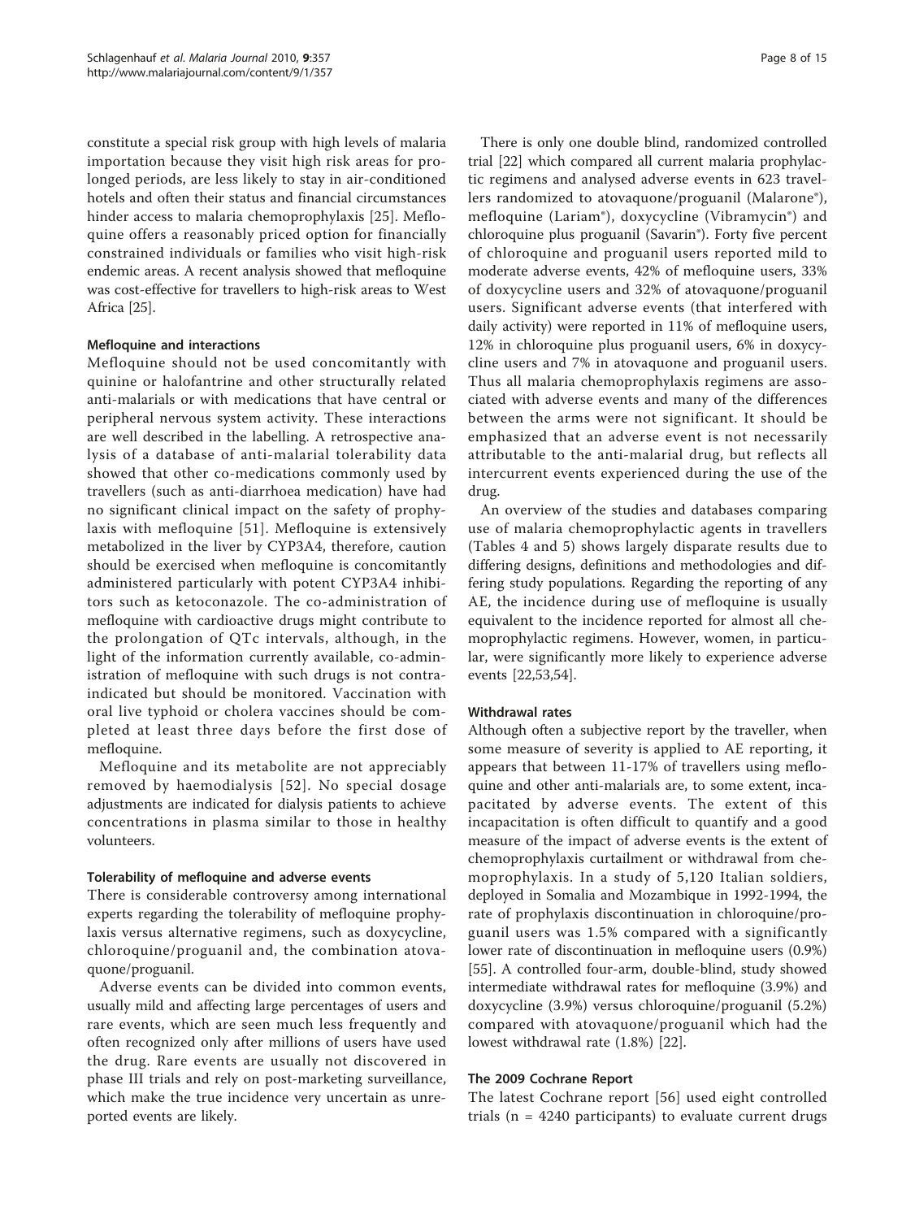constitute a special risk group with high levels of malaria importation because they visit high risk areas for prolonged periods, are less likely to stay in air-conditioned hotels and often their status and financial circumstances hinder access to malaria chemoprophylaxis [25]. Mefloquine offers a reasonably priced option for financially constrained individuals or families who visit high-risk endemic areas. A recent analysis showed that mefloquine was cost-effective for travellers to high-risk areas to West Africa [25].

#### Mefloquine and interactions

Mefloquine should not be used concomitantly with quinine or halofantrine and other structurally related anti-malarials or with medications that have central or peripheral nervous system activity. These interactions are well described in the labelling. A retrospective analysis of a database of anti-malarial tolerability data showed that other co-medications commonly used by travellers (such as anti-diarrhoea medication) have had no significant clinical impact on the safety of prophylaxis with mefloquine [51]. Mefloquine is extensively metabolized in the liver by CYP3A4, therefore, caution should be exercised when mefloquine is concomitantly administered particularly with potent CYP3A4 inhibitors such as ketoconazole. The co-administration of mefloquine with cardioactive drugs might contribute to the prolongation of QTc intervals, although, in the light of the information currently available, co-administration of mefloquine with such drugs is not contraindicated but should be monitored. Vaccination with oral live typhoid or cholera vaccines should be completed at least three days before the first dose of mefloquine.

Mefloquine and its metabolite are not appreciably removed by haemodialysis [52]. No special dosage adjustments are indicated for dialysis patients to achieve concentrations in plasma similar to those in healthy volunteers.

#### Tolerability of mefloquine and adverse events

There is considerable controversy among international experts regarding the tolerability of mefloquine prophylaxis versus alternative regimens, such as doxycycline, chloroquine/proguanil and, the combination atovaquone/proguanil.

Adverse events can be divided into common events, usually mild and affecting large percentages of users and rare events, which are seen much less frequently and often recognized only after millions of users have used the drug. Rare events are usually not discovered in phase III trials and rely on post-marketing surveillance, which make the true incidence very uncertain as unreported events are likely.

There is only one double blind, randomized controlled trial [22] which compared all current malaria prophylactic regimens and analysed adverse events in 623 travellers randomized to atovaquone/proguanil (Malarone®), mefloquine (Lariam®), doxycycline (Vibramycin®) and chloroquine plus proguanil (Savarin®). Forty five percent of chloroquine and proguanil users reported mild to moderate adverse events, 42% of mefloquine users, 33% of doxycycline users and 32% of atovaquone/proguanil users. Significant adverse events (that interfered with daily activity) were reported in 11% of mefloquine users, 12% in chloroquine plus proguanil users, 6% in doxycycline users and 7% in atovaquone and proguanil users. Thus all malaria chemoprophylaxis regimens are associated with adverse events and many of the differences between the arms were not significant. It should be emphasized that an adverse event is not necessarily attributable to the anti-malarial drug, but reflects all intercurrent events experienced during the use of the drug.

An overview of the studies and databases comparing use of malaria chemoprophylactic agents in travellers (Tables 4 and 5) shows largely disparate results due to differing designs, definitions and methodologies and differing study populations. Regarding the reporting of any AE, the incidence during use of mefloquine is usually equivalent to the incidence reported for almost all chemoprophylactic regimens. However, women, in particular, were significantly more likely to experience adverse events [22,53,54].

#### Withdrawal rates

Although often a subjective report by the traveller, when some measure of severity is applied to AE reporting, it appears that between 11-17% of travellers using mefloquine and other anti-malarials are, to some extent, incapacitated by adverse events. The extent of this incapacitation is often difficult to quantify and a good measure of the impact of adverse events is the extent of chemoprophylaxis curtailment or withdrawal from chemoprophylaxis. In a study of 5,120 Italian soldiers, deployed in Somalia and Mozambique in 1992-1994, the rate of prophylaxis discontinuation in chloroquine/proguanil users was 1.5% compared with a significantly lower rate of discontinuation in mefloquine users (0.9%) [55]. A controlled four-arm, double-blind, study showed intermediate withdrawal rates for mefloquine (3.9%) and doxycycline (3.9%) versus chloroquine/proguanil (5.2%) compared with atovaquone/proguanil which had the lowest withdrawal rate (1.8%) [22].

#### The 2009 Cochrane Report

The latest Cochrane report [56] used eight controlled trials (n = 4240 participants) to evaluate current drugs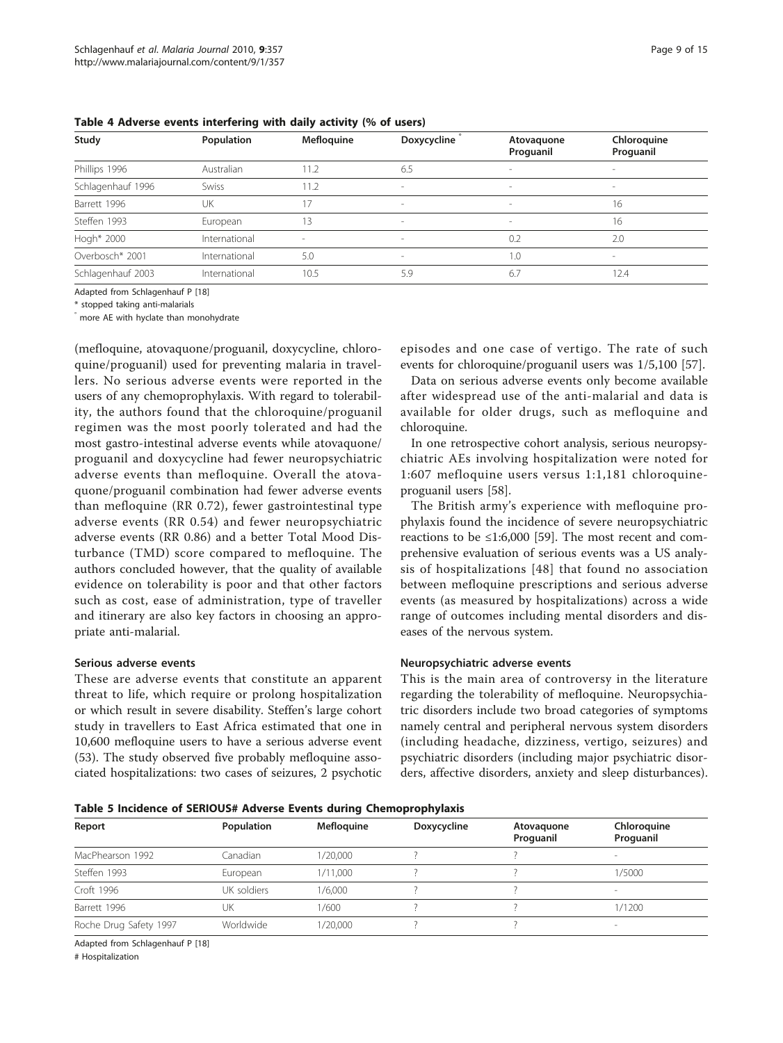**Table 4 Adverse events interfering with daily activity (% of users)**

| Study | Population | Mefloquine | Doxycycline ° | Atovaquone Proguanil | Chloroquine Proguanil |
|---|---|---|---|---|---|
| Phillips 1996 | Australian | 11.2 | 6.5 | - | - |
| Schlagenhauf 1996 | Swiss | 11.2 | - | - | - |
| Barrett 1996 | UK | 17 | - | - | 16 |
| Steffen 1993 | European | 13 | - | - | 16 |
| Hogh* 2000 | International | - | - | 0.2 | 2.0 |
| Overbosch* 2001 | International | 5.0 | - | 1.0 | - |
| Schlagenhauf 2003 | International | 10.5 | 5.9 | 6.7 | 12.4 |

Adapted from Schlagenhauf P [18]

* stopped taking anti-malarials

° more AE with hyclate than monohydrate

(mefloquine, atovaquone/proguanil, doxycycline, chloroquine/proguanil) used for preventing malaria in travellers. No serious adverse events were reported in the users of any chemoprophylaxis. With regard to tolerability, the authors found that the chloroquine/proguanil regimen was the most poorly tolerated and had the most gastro-intestinal adverse events while atovaquone/proguanil and doxycycline had fewer neuropsychiatric adverse events than mefloquine. Overall the atovaquone/proguanil combination had fewer adverse events than mefloquine (RR 0.72), fewer gastrointestinal type adverse events (RR 0.54) and fewer neuropsychiatric adverse events (RR 0.86) and a better Total Mood Disturbance (TMD) score compared to mefloquine. The authors concluded however, that the quality of available evidence on tolerability is poor and that other factors such as cost, ease of administration, type of traveller and itinerary are also key factors in choosing an appropriate anti-malarial.

### Serious adverse events

These are adverse events that constitute an apparent threat to life, which require or prolong hospitalization or which result in severe disability. Steffen's large cohort study in travellers to East Africa estimated that one in 10,600 mefloquine users to have a serious adverse event (53). The study observed five probably mefloquine associated hospitalizations: two cases of seizures, 2 psychotic episodes and one case of vertigo. The rate of such events for chloroquine/proguanil users was 1/5,100 [57].

Data on serious adverse events only become available after widespread use of the anti-malarial and data is available for older drugs, such as mefloquine and chloroquine.

In one retrospective cohort analysis, serious neuropsychiatric AEs involving hospitalization were noted for 1:607 mefloquine users versus 1:1,181 chloroquine-proguanil users [58].

The British army's experience with mefloquine prophylaxis found the incidence of severe neuropsychiatric reactions to be ≤1:6,000 [59]. The most recent and comprehensive evaluation of serious events was a US analysis of hospitalizations [48] that found no association between mefloquine prescriptions and serious adverse events (as measured by hospitalizations) across a wide range of outcomes including mental disorders and diseases of the nervous system.

### Neuropsychiatric adverse events

This is the main area of controversy in the literature regarding the tolerability of mefloquine. Neuropsychiatric disorders include two broad categories of symptoms namely central and peripheral nervous system disorders (including headache, dizziness, vertigo, seizures) and psychiatric disorders (including major psychiatric disorders, affective disorders, anxiety and sleep disturbances).

**Table 5 Incidence of SERIOUS# Adverse Events during Chemoprophylaxis**

| Report | Population | Mefloquine | Doxycycline | Atovaquone Proguanil | Chloroquine Proguanil |
|---|---|---|---|---|---|
| MacPhearson 1992 | Canadian | 1/20,000 | ? | ? | - |
| Steffen 1993 | European | 1/11,000 | ? | ? | 1/5000 |
| Croft 1996 | UK soldiers | 1/6,000 | ? | ? | - |
| Barrett 1996 | UK | 1/600 | ? | ? | 1/1200 |
| Roche Drug Safety 1997 | Worldwide | 1/20,000 | ? | ? | - |

Adapted from Schlagenhauf P [18]

# Hospitalization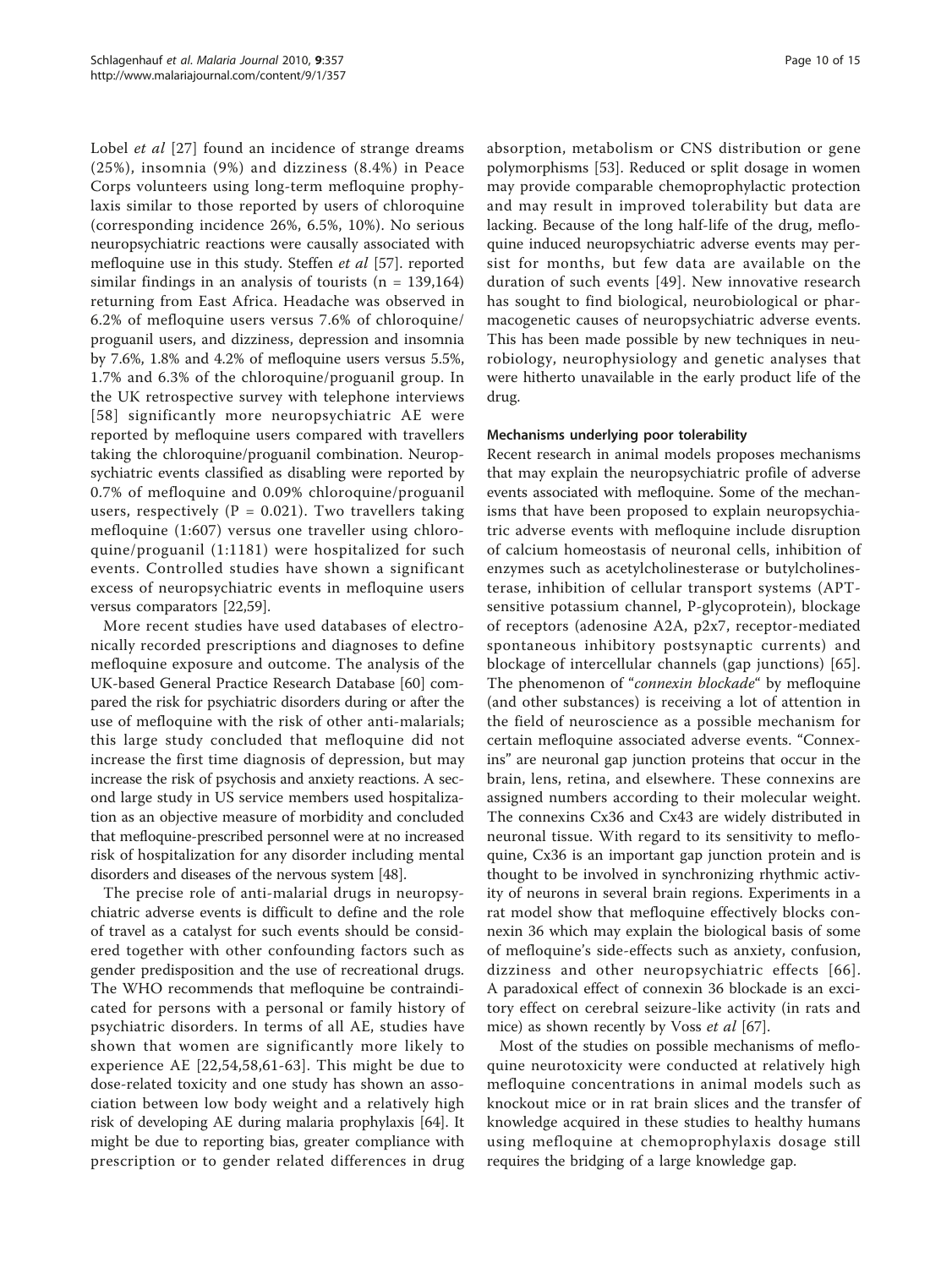Lobel *et al* [27] found an incidence of strange dreams (25%), insomnia (9%) and dizziness (8.4%) in Peace Corps volunteers using long-term mefloquine prophylaxis similar to those reported by users of chloroquine (corresponding incidence 26%, 6.5%, 10%). No serious neuropsychiatric reactions were causally associated with mefloquine use in this study. Steffen *et al* [57]. reported similar findings in an analysis of tourists (n = 139,164) returning from East Africa. Headache was observed in 6.2% of mefloquine users versus 7.6% of chloroquine/proguanil users, and dizziness, depression and insomnia by 7.6%, 1.8% and 4.2% of mefloquine users versus 5.5%, 1.7% and 6.3% of the chloroquine/proguanil group. In the UK retrospective survey with telephone interviews [58] significantly more neuropsychiatric AE were reported by mefloquine users compared with travellers taking the chloroquine/proguanil combination. Neuropsychiatric events classified as disabling were reported by 0.7% of mefloquine and 0.09% chloroquine/proguanil users, respectively (P = 0.021). Two travellers taking mefloquine (1:607) versus one traveller using chloroquine/proguanil (1:1181) were hospitalized for such events. Controlled studies have shown a significant excess of neuropsychiatric events in mefloquine users versus comparators [22,59].

More recent studies have used databases of electronically recorded prescriptions and diagnoses to define mefloquine exposure and outcome. The analysis of the UK-based General Practice Research Database [60] compared the risk for psychiatric disorders during or after the use of mefloquine with the risk of other anti-malarials; this large study concluded that mefloquine did not increase the first time diagnosis of depression, but may increase the risk of psychosis and anxiety reactions. A second large study in US service members used hospitalization as an objective measure of morbidity and concluded that mefloquine-prescribed personnel were at no increased risk of hospitalization for any disorder including mental disorders and diseases of the nervous system [48].

The precise role of anti-malarial drugs in neuropsychiatric adverse events is difficult to define and the role of travel as a catalyst for such events should be considered together with other confounding factors such as gender predisposition and the use of recreational drugs. The WHO recommends that mefloquine be contraindicated for persons with a personal or family history of psychiatric disorders. In terms of all AE, studies have shown that women are significantly more likely to experience AE [22,54,58,61-63]. This might be due to dose-related toxicity and one study has shown an association between low body weight and a relatively high risk of developing AE during malaria prophylaxis [64]. It might be due to reporting bias, greater compliance with prescription or to gender related differences in drug absorption, metabolism or CNS distribution or gene polymorphisms [53]. Reduced or split dosage in women may provide comparable chemoprophylactic protection and may result in improved tolerability but data are lacking. Because of the long half-life of the drug, mefloquine induced neuropsychiatric adverse events may persist for months, but few data are available on the duration of such events [49]. New innovative research has sought to find biological, neurobiological or pharmacogenetic causes of neuropsychiatric adverse events. This has been made possible by new techniques in neurobiology, neurophysiology and genetic analyses that were hitherto unavailable in the early product life of the drug.

#### Mechanisms underlying poor tolerability

Recent research in animal models proposes mechanisms that may explain the neuropsychiatric profile of adverse events associated with mefloquine. Some of the mechanisms that have been proposed to explain neuropsychiatric adverse events with mefloquine include disruption of calcium homeostasis of neuronal cells, inhibition of enzymes such as acetylcholinesterase or butylcholinesterase, inhibition of cellular transport systems (APT-sensitive potassium channel, P-glycoprotein), blockage of receptors (adenosine A2A, p2x7, receptor-mediated spontaneous inhibitory postsynaptic currents) and blockage of intercellular channels (gap junctions) [65]. The phenomenon of "*connexin blockade*" by mefloquine (and other substances) is receiving a lot of attention in the field of neuroscience as a possible mechanism for certain mefloquine associated adverse events. "Connexins" are neuronal gap junction proteins that occur in the brain, lens, retina, and elsewhere. These connexins are assigned numbers according to their molecular weight. The connexins Cx36 and Cx43 are widely distributed in neuronal tissue. With regard to its sensitivity to mefloquine, Cx36 is an important gap junction protein and is thought to be involved in synchronizing rhythmic activity of neurons in several brain regions. Experiments in a rat model show that mefloquine effectively blocks connexin 36 which may explain the biological basis of some of mefloquine's side-effects such as anxiety, confusion, dizziness and other neuropsychiatric effects [66]. A paradoxical effect of connexin 36 blockade is an excitory effect on cerebral seizure-like activity (in rats and mice) as shown recently by Voss *et al* [67].

Most of the studies on possible mechanisms of mefloquine neurotoxicity were conducted at relatively high mefloquine concentrations in animal models such as knockout mice or in rat brain slices and the transfer of knowledge acquired in these studies to healthy humans using mefloquine at chemoprophylaxis dosage still requires the bridging of a large knowledge gap.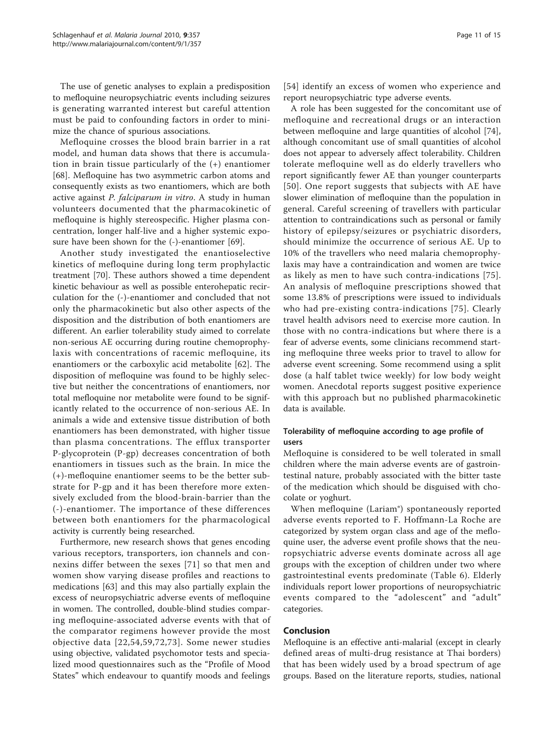The use of genetic analyses to explain a predisposition to mefloquine neuropsychiatric events including seizures is generating warranted interest but careful attention must be paid to confounding factors in order to minimize the chance of spurious associations.

Mefloquine crosses the blood brain barrier in a rat model, and human data shows that there is accumulation in brain tissue particularly of the (+) enantiomer [68]. Mefloquine has two asymmetric carbon atoms and consequently exists as two enantiomers, which are both active against *P. falciparum in vitro*. A study in human volunteers documented that the pharmacokinetic of mefloquine is highly stereospecific. Higher plasma concentration, longer half-live and a higher systemic exposure have been shown for the (-)-enantiomer [69].

Another study investigated the enantioselective kinetics of mefloquine during long term prophylactic treatment [70]. These authors showed a time dependent kinetic behaviour as well as possible enterohepatic recirculation for the (-)-enantiomer and concluded that not only the pharmacokinetic but also other aspects of the disposition and the distribution of both enantiomers are different. An earlier tolerability study aimed to correlate non-serious AE occurring during routine chemoprophylaxis with concentrations of racemic mefloquine, its enantiomers or the carboxylic acid metabolite [62]. The disposition of mefloquine was found to be highly selective but neither the concentrations of enantiomers, nor total mefloquine nor metabolite were found to be significantly related to the occurrence of non-serious AE. In animals a wide and extensive tissue distribution of both enantiomers has been demonstrated, with higher tissue than plasma concentrations. The efflux transporter P-glycoprotein (P-gp) decreases concentration of both enantiomers in tissues such as the brain. In mice the (+)-mefloquine enantiomer seems to be the better substrate for P-gp and it has been therefore more extensively excluded from the blood-brain-barrier than the (-)-enantiomer. The importance of these differences between both enantiomers for the pharmacological activity is currently being researched.

Furthermore, new research shows that genes encoding various receptors, transporters, ion channels and connexins differ between the sexes [71] so that men and women show varying disease profiles and reactions to medications [63] and this may also partially explain the excess of neuropsychiatric adverse events of mefloquine in women. The controlled, double-blind studies comparing mefloquine-associated adverse events with that of the comparator regimens however provide the most objective data [22,54,59,72,73]. Some newer studies using objective, validated psychomotor tests and specialized mood questionnaires such as the "Profile of Mood States" which endeavour to quantify moods and feelings [54] identify an excess of women who experience and report neuropsychiatric type adverse events.

A role has been suggested for the concomitant use of mefloquine and recreational drugs or an interaction between mefloquine and large quantities of alcohol [74], although concomitant use of small quantities of alcohol does not appear to adversely affect tolerability. Children tolerate mefloquine well as do elderly travellers who report significantly fewer AE than younger counterparts [50]. One report suggests that subjects with AE have slower elimination of mefloquine than the population in general. Careful screening of travellers with particular attention to contraindications such as personal or family history of epilepsy/seizures or psychiatric disorders, should minimize the occurrence of serious AE. Up to 10% of the travellers who need malaria chemoprophylaxis may have a contraindication and women are twice as likely as men to have such contra-indications [75]. An analysis of mefloquine prescriptions showed that some 13.8% of prescriptions were issued to individuals who had pre-existing contra-indications [75]. Clearly travel health advisors need to exercise more caution. In those with no contra-indications but where there is a fear of adverse events, some clinicians recommend starting mefloquine three weeks prior to travel to allow for adverse event screening. Some recommend using a split dose (a half tablet twice weekly) for low body weight women. Anecdotal reports suggest positive experience with this approach but no published pharmacokinetic data is available.

### Tolerability of mefloquine according to age profile of users

Mefloquine is considered to be well tolerated in small children where the main adverse events are of gastrointestinal nature, probably associated with the bitter taste of the medication which should be disguised with chocolate or yoghurt.

When mefloquine (Lariam®) spontaneously reported adverse events reported to F. Hoffmann-La Roche are categorized by system organ class and age of the mefloquine user, the adverse event profile shows that the neuropsychiatric adverse events dominate across all age groups with the exception of children under two where gastrointestinal events predominate (Table 6). Elderly individuals report lower proportions of neuropsychiatric events compared to the "adolescent" and "adult" categories.

## Conclusion

Mefloquine is an effective anti-malarial (except in clearly defined areas of multi-drug resistance at Thai borders) that has been widely used by a broad spectrum of age groups. Based on the literature reports, studies, national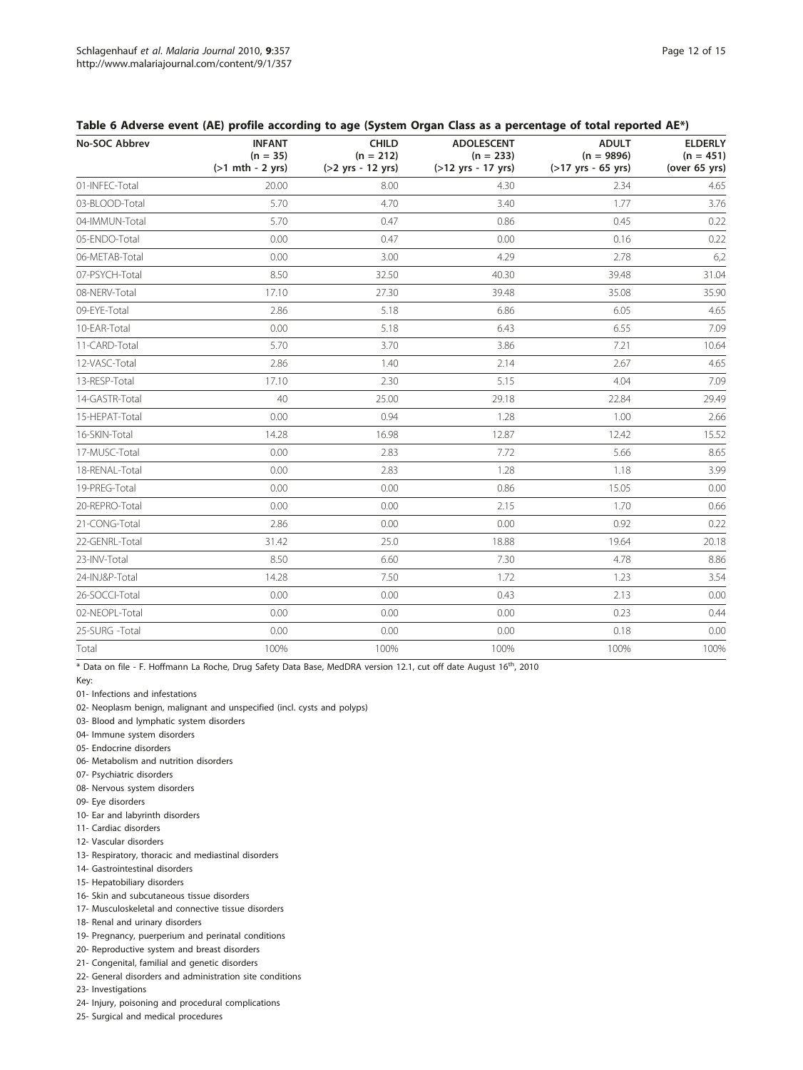**Table 6 Adverse event (AE) profile according to age (System Organ Class as a percentage of total reported AE*)**

| No-SOC Abbrev | INFANT (n = 35) (>1 mth - 2 yrs) | CHILD (n = 212) (>2 yrs - 12 yrs) | ADOLESCENT (n = 233) (>12 yrs - 17 yrs) | ADULT (n = 9896) (>17 yrs - 65 yrs) | ELDERLY (n = 451) (over 65 yrs) |
|---|---|---|---|---|---|
| 01-INFEC-Total | 20.00 | 8.00 | 4.30 | 2.34 | 4.65 |
| 03-BLOOD-Total | 5.70 | 4.70 | 3.40 | 1.77 | 3.76 |
| 04-IMMUN-Total | 5.70 | 0.47 | 0.86 | 0.45 | 0.22 |
| 05-ENDO-Total | 0.00 | 0.47 | 0.00 | 0.16 | 0.22 |
| 06-METAB-Total | 0.00 | 3.00 | 4.29 | 2.78 | 6,2 |
| 07-PSYCH-Total | 8.50 | 32.50 | 40.30 | 39.48 | 31.04 |
| 08-NERV-Total | 17.10 | 27.30 | 39.48 | 35.08 | 35.90 |
| 09-EYE-Total | 2.86 | 5.18 | 6.86 | 6.05 | 4.65 |
| 10-EAR-Total | 0.00 | 5.18 | 6.43 | 6.55 | 7.09 |
| 11-CARD-Total | 5.70 | 3.70 | 3.86 | 7.21 | 10.64 |
| 12-VASC-Total | 2.86 | 1.40 | 2.14 | 2.67 | 4.65 |
| 13-RESP-Total | 17.10 | 2.30 | 5.15 | 4.04 | 7.09 |
| 14-GASTR-Total | 40 | 25.00 | 29.18 | 22.84 | 29.49 |
| 15-HEPAT-Total | 0.00 | 0.94 | 1.28 | 1.00 | 2.66 |
| 16-SKIN-Total | 14.28 | 16.98 | 12.87 | 12.42 | 15.52 |
| 17-MUSC-Total | 0.00 | 2.83 | 7.72 | 5.66 | 8.65 |
| 18-RENAL-Total | 0.00 | 2.83 | 1.28 | 1.18 | 3.99 |
| 19-PREG-Total | 0.00 | 0.00 | 0.86 | 15.05 | 0.00 |
| 20-REPRO-Total | 0.00 | 0.00 | 2.15 | 1.70 | 0.66 |
| 21-CONG-Total | 2.86 | 0.00 | 0.00 | 0.92 | 0.22 |
| 22-GENRL-Total | 31.42 | 25.0 | 18.88 | 19.64 | 20.18 |
| 23-INV-Total | 8.50 | 6.60 | 7.30 | 4.78 | 8.86 |
| 24-INJ&P-Total | 14.28 | 7.50 | 1.72 | 1.23 | 3.54 |
| 26-SOCCI-Total | 0.00 | 0.00 | 0.43 | 2.13 | 0.00 |
| 02-NEOPL-Total | 0.00 | 0.00 | 0.00 | 0.23 | 0.44 |
| 25-SURG -Total | 0.00 | 0.00 | 0.00 | 0.18 | 0.00 |
| Total | 100% | 100% | 100% | 100% | 100% |

* Data on file - F. Hoffmann La Roche, Drug Safety Data Base, MedDRA version 12.1, cut off date August 16th, 2010

Key:

01- Infections and infestations

02- Neoplasm benign, malignant and unspecified (incl. cysts and polyps)

03- Blood and lymphatic system disorders

04- Immune system disorders

05- Endocrine disorders

06- Metabolism and nutrition disorders

07- Psychiatric disorders

08- Nervous system disorders

09- Eye disorders

10- Ear and labyrinth disorders

11- Cardiac disorders

12- Vascular disorders

13- Respiratory, thoracic and mediastinal disorders

14- Gastrointestinal disorders

15- Hepatobiliary disorders

16- Skin and subcutaneous tissue disorders

17- Musculoskeletal and connective tissue disorders

18- Renal and urinary disorders

19- Pregnancy, puerperium and perinatal conditions

20- Reproductive system and breast disorders

21- Congenital, familial and genetic disorders

22- General disorders and administration site conditions

23- Investigations

24- Injury, poisoning and procedural complications

25- Surgical and medical procedures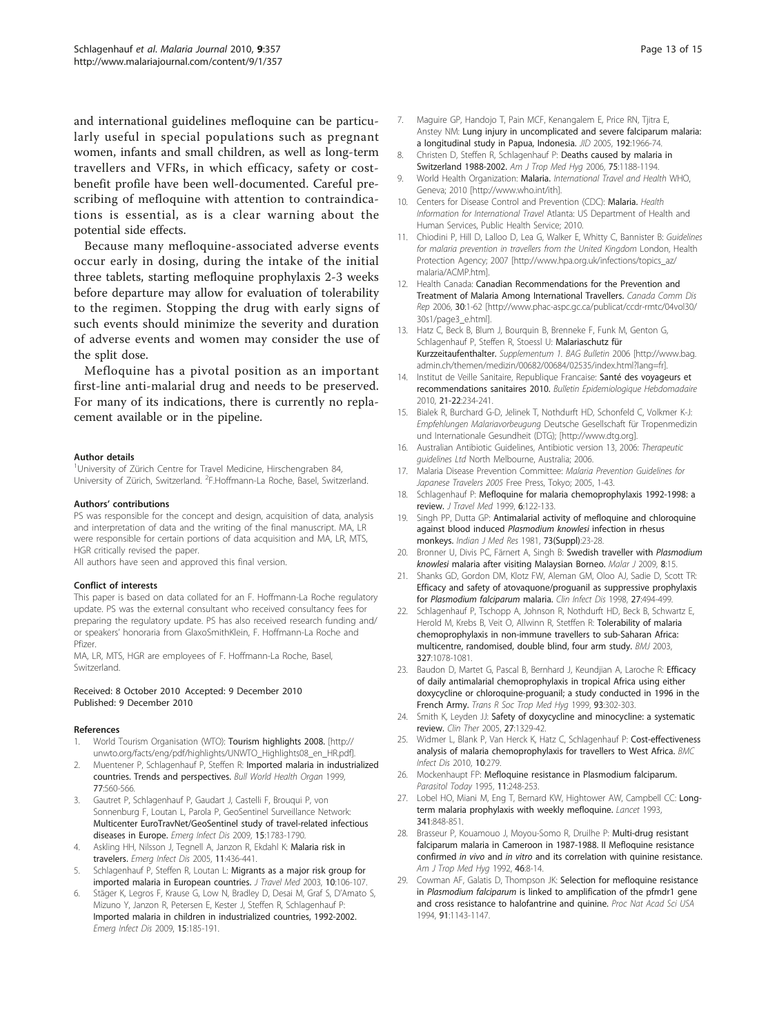and international guidelines mefloquine can be particularly useful in special populations such as pregnant women, infants and small children, as well as long-term travellers and VFRs, in which efficacy, safety or cost-benefit profile have been well-documented. Careful prescribing of mefloquine with attention to contraindications is essential, as is a clear warning about the potential side effects.

Because many mefloquine-associated adverse events occur early in dosing, during the intake of the initial three tablets, starting mefloquine prophylaxis 2-3 weeks before departure may allow for evaluation of tolerability to the regimen. Stopping the drug with early signs of such events should minimize the severity and duration of adverse events and women may consider the use of the split dose.

Mefloquine has a pivotal position as an important first-line anti-malarial drug and needs to be preserved. For many of its indications, there is currently no replacement available or in the pipeline.

#### Author details

[1]University of Zürich Centre for Travel Medicine, Hirschengraben 84, University of Zürich, Switzerland. [2]F.Hoffmann-La Roche, Basel, Switzerland.

#### Authors' contributions

PS was responsible for the concept and design, acquisition of data, analysis and interpretation of data and the writing of the final manuscript. MA, LR were responsible for certain portions of data acquisition and MA, LR, MTS, HGR critically revised the paper.

All authors have seen and approved this final version.

#### Conflict of interests

This paper is based on data collated for an F. Hoffmann-La Roche regulatory update. PS was the external consultant who received consultancy fees for preparing the regulatory update. PS has also received research funding and/or speakers' honoraria from GlaxoSmithKlein, F. Hoffmann-La Roche and Pfizer.

MA, LR, MTS, HGR are employees of F. Hoffmann-La Roche, Basel, Switzerland.

Received: 8 October 2010 Accepted: 9 December 2010
Published: 9 December 2010

#### References

1. World Tourism Organisation (WTO): **Tourism highlights 2008.** [http://unwto.org/facts/eng/pdf/highlights/UNWTO_Highlights08_en_HR.pdf].
2. Muentener P, Schlagenhauf P, Steffen R: **Imported malaria in industrialized countries. Trends and perspectives.** *Bull World Health Organ* 1999, **77**:560-566.
3. Gautret P, Schlagenhauf P, Gaudart J, Castelli F, Brouqui P, von Sonnenburg F, Loutan L, Parola P, GeoSentinel Surveillance Network: **Multicenter EuroTravNet/GeoSentinel study of travel-related infectious diseases in Europe.** *Emerg Infect Dis* 2009, **15**:1783-1790.
4. Askling HH, Nilsson J, Tegnell A, Janzon R, Ekdahl K: **Malaria risk in travelers.** *Emerg Infect Dis* 2005, **11**:436-441.
5. Schlagenhauf P, Steffen R, Loutan L: **Migrants as a major risk group for imported malaria in European countries.** *J Travel Med* 2003, **10**:106-107.
6. Stäger K, Legros F, Krause G, Low N, Bradley D, Desai M, Graf S, D'Amato S, Mizuno Y, Janzon R, Petersen E, Kester J, Steffen R, Schlagenhauf P: **Imported malaria in children in industrialized countries, 1992-2002.** *Emerg Infect Dis* 2009, **15**:185-191.
7. Maguire GP, Handojo T, Pain MCF, Kenangalem E, Price RN, Tjitra E, Anstey NM: **Lung injury in uncomplicated and severe falciparum malaria: a longitudinal study in Papua, Indonesia.** *JID* 2005, **192**:1966-74.
8. Christen D, Steffen R, Schlagenhauf P: **Deaths caused by malaria in Switzerland 1988-2002.** *Am J Trop Med Hyg* 2006, **75**:1188-1194.
9. World Health Organization: **Malaria.** *International Travel and Health* WHO, Geneva; 2010 [http://www.who.int/ith].
10. Centers for Disease Control and Prevention (CDC): **Malaria.** *Health Information for International Travel* Atlanta: US Department of Health and Human Services, Public Health Service; 2010.
11. Chiodini P, Hill D, Lalloo D, Lea G, Walker E, Whitty C, Bannister B: *Guidelines for malaria prevention in travellers from the United Kingdom* London, Health Protection Agency; 2007 [http://www.hpa.org.uk/infections/topics_az/malaria/ACMP.htm].
12. Health Canada: **Canadian Recommendations for the Prevention and Treatment of Malaria Among International Travellers.** *Canada Comm Dis Rep* 2006, **30**:1-62 [http://www.phac-aspc.gc.ca/publicat/ccdr-rmtc/04vol30/30s1/page3_e.html].
13. Hatz C, Beck B, Blum J, Bourquin B, Brenneke F, Funk M, Genton G, Schlagenhauf P, Steffen R, Stoessl U: **Malariaschutz für Kurzzeitaufenthalter.** *Supplementum 1. BAG Bulletin* 2006 [http://www.bag.admin.ch/themen/medizin/00682/00684/02535/index.html?lang=fr].
14. Institut de Veille Sanitaire, Republique Francaise: **Santé des voyageurs et recommendations sanitaires 2010.** *Bulletin Epidemiologique Hebdomadaire* 2010, **21-22**:234-241.
15. Bialek R, Burchard G-D, Jelinek T, Nothdurft HD, Schonfeld C, Volkmer K-J: *Empfehlungen Malariavorbeugung* Deutsche Gesellschaft für Tropenmedizin und Internationale Gesundheit (DTG); [http://www.dtg.org].
16. Australian Antibiotic Guidelines, Antibiotic version 13, 2006: *Therapeutic guidelines Ltd* North Melbourne, Australia; 2006.
17. Malaria Disease Prevention Committee: *Malaria Prevention Guidelines for Japanese Travelers 2005* Free Press, Tokyo; 2005, 1-43.
18. Schlagenhauf P: **Mefloquine for malaria chemoprophylaxis 1992-1998: a review.** *J Travel Med* 1999, **6**:122-133.
19. Singh PP, Dutta GP: **Antimalarial activity of mefloquine and chloroquine against blood induced *Plasmodium knowlesi* infection in rhesus monkeys.** *Indian J Med Res* 1981, **73(Suppl)**:23-28.
20. Bronner U, Divis PC, Färnert A, Singh B: **Swedish traveller with *Plasmodium knowlesi* malaria after visiting Malaysian Borneo.** *Malar J* 2009, **8**:15.
21. Shanks GD, Gordon DM, Klotz FW, Aleman GM, Oloo AJ, Sadie D, Scott TR: **Efficacy and safety of atovaquone/proguanil as suppressive prophylaxis for *Plasmodium falciparum* malaria.** *Clin Infect Dis* 1998, **27**:494-499.
22. Schlagenhauf P, Tschopp A, Johnson R, Nothdurft HD, Beck B, Schwartz E, Herold M, Krebs B, Veit O, Allwinn R, Stetffen R: **Tolerability of malaria chemoprophylaxis in non-immune travellers to sub-Saharan Africa: multicentre, randomised, double blind, four arm study.** *BMJ* 2003, **327**:1078-1081.
23. Baudon D, Martet G, Pascal B, Bernhard J, Keundjian A, Laroche R: **Efficacy of daily antimalarial chemoprophylaxis in tropical Africa using either doxycycline or chloroquine-proguanil; a study conducted in 1996 in the French Army.** *Trans R Soc Trop Med Hyg* 1999, **93**:302-303.
24. Smith K, Leyden JJ: **Safety of doxycycline and minocycline: a systematic review.** *Clin Ther* 2005, **27**:1329-42.
25. Widmer L, Blank P, Van Herck K, Hatz C, Schlagenhauf P: **Cost-effectiveness analysis of malaria chemoprophylaxis for travellers to West Africa.** *BMC Infect Dis* 2010, **10**:279.
26. Mockenhaupt FP: **Mefloquine resistance in Plasmodium falciparum.** *Parasitol Today* 1995, **11**:248-253.
27. Lobel HO, Miani M, Eng T, Bernard KW, Hightower AW, Campbell CC: **Long-term malaria prophylaxis with weekly mefloquine.** *Lancet* 1993, **341**:848-851.
28. Brasseur P, Kouamouo J, Moyou-Somo R, Druilhe P: **Multi-drug resistant falciparum malaria in Cameroon in 1987-1988. II Mefloquine resistance confirmed *in vivo* and *in vitro* and its correlation with quinine resistance.** *Am J Trop Med Hyg* 1992, **46**:8-14.
29. Cowman AF, Galatis D, Thompson JK: **Selection for mefloquine resistance in *Plasmodium falciparum* is linked to amplification of the pfmdr1 gene and cross resistance to halofantrine and quinine.** *Proc Nat Acad Sci USA* 1994, **91**:1143-1147.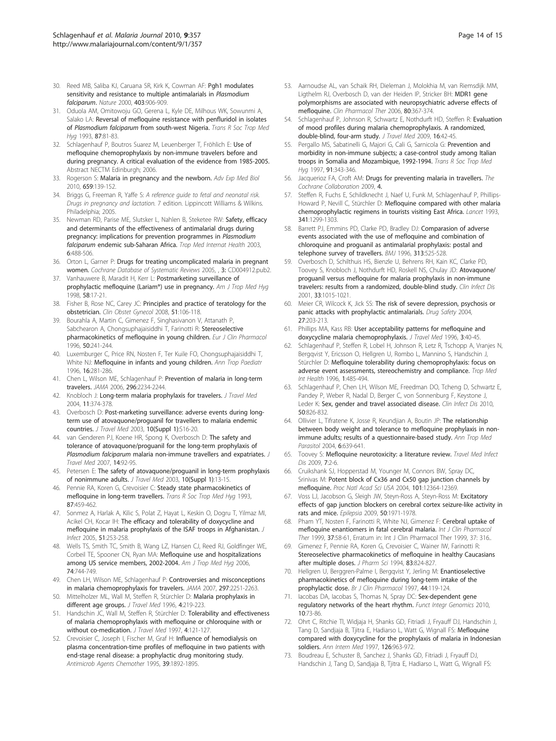30. Reed MB, Saliba KJ, Caruana SR, Kirk K, Cowman AF: **Pgh1 modulates sensitivity and resistance to multiple antimalarials in *Plasmodium falciparum*.** *Nature* 2000, **403**:906-909.
31. Oduola AM, Omitowoju GO, Gerena L, Kyle DE, Milhous WK, Sowunmi A, Salako LA: **Reversal of mefloquine resistance with penfluridol in isolates of *Plasmodium falciparum* from south-west Nigeria.** *Trans R Soc Trop Med Hyg* 1993, **87**:81-83.
32. Schlagenhauf P, Boutros Suarez M, Leuenberger T, Fröhlich E: **Use of mefloquine chemoprophylaxis by non-immune travelers before and during pregnancy. A critical evaluation of the evidence from 1985-2005.** Abstract NECTM Edinburgh; 2006.
33. Rogerson S: **Malaria in pregnancy and the newborn.** *Adv Exp Med Biol* 2010, **659**:139-152.
34. Briggs G, Freeman R, Yaffe S: *A reference guide to fetal and neonatal risk. Drugs in pregnancy and lactation.* 7 edition. Lippincott Williams & Wilkins. Philadelphia; 2005.
35. Newman RD, Parise ME, Slutsker L, Nahlen B, Steketee RW: **Safety, efficacy and determinants of the effectiveness of antimalarial drugs during pregnancy: implications for prevention programmes in *Plasmodium falciparum* endemic sub-Saharan Africa.** *Trop Med Internat Health* 2003, **6**:488-506.
36. Orton L, Garner P: **Drugs for treating uncomplicated malaria in pregnant women.** *Cochrane Database of Systematic Reviews* 2005, , **3**: CD004912.pub2.
37. Vanhauwere B, Maradit H, Kerr L: **Postmarketing surveillance of prophylactic mefloquine (Lariam®) use in pregnancy.** *Am J Trop Med Hyg* 1998, **58**:17-21.
38. Fisher B, Rose NC, Carey JC: **Principles and practice of teratology for the obstetrician.** *Clin Obstet Gynecol* 2008, **51**:106-118.
39. Bourahla A, Martin C, Gimenez F, Singhasivanon V, Attanath P, Sabchearon A, Chongsuphajaisiddhi T, Farinotti R: **Stereoselective pharmacokinetics of mefloquine in young children.** *Eur J Clin Pharmacol* 1996, **50**:241-244.
40. Luxemburger C, Price RN, Nosten F, Ter Kuile FO, Chongsuphajaisiddhi T, White NJ: **Mefloquine in infants and young children.** *Ann Trop Paediatr* 1996, **16**:281-286.
41. Chen L, Wilson ME, Schlagenhauf P: **Prevention of malaria in long-term travelers.** *JAMA* 2006, **296**:2234-2244.
42. Knobloch J: **Long-term malaria prophylaxis for travelers.** *J Travel Med* 2004, **11**:374-378.
43. Overbosch D: **Post-marketing surveillance: adverse events during long-term use of atovaquone/proguanil for travellers to malaria endemic countries.** *J Travel Med* 2003, **10(Suppl 1)**:S16-20.
44. van Genderen PJ, Koene HR, Spong K, Overbosch D: **The safety and tolerance of atovaquone/proguanil for the long-term prophylaxis of *Plasmodium falciparum* malaria non-immune travellers and expatriates.** *J Travel Med* 2007, **14**:92-95.
45. Petersen E: **The safety of atovaquone/proguanil in long-term prophylaxis of nonimmune adults.** *J Travel Med* 2003, **10(Suppl 1)**:13-15.
46. Pennie RA, Koren G, Crevoisier C: **Steady state pharmacokinetics of mefloquine in long-term travellers.** *Trans R Soc Trop Med Hyg* 1993, **87**:459-462.
47. Sonmez A, Harlak A, Kilic S, Polat Z, Hayat L, Keskin O, Dogru T, Yilmaz MI, Acikel CH, Kocar IH: **The efficacy and tolerability of doxycycline and mefloquine in malaria prophylaxis of the ISAF troops in Afghanistan.** *J Infect* 2005, **51**:253-258.
48. Wells TS, Smith TC, Smith B, Wang LZ, Hansen CJ, Reed RJ, Goldfinger WE, Corbeil TE, Spooner CN, Ryan MA: **Mefloquine use and hospitalizations among US service members, 2002-2004.** *Am J Trop Med Hyg* 2006, **74**:744-749.
49. Chen LH, Wilson ME, Schlagenhauf P: **Controversies and misconceptions in malaria chemoprophylaxis for travelers.** *JAMA* 2007, **297**:2251-2263.
50. Mittelholzer ML, Wall M, Steffen R, Stürchler D: **Malaria prophylaxis in different age groups.** *J Travel Med* 1996, **4**:219-223.
51. Handschin JC, Wall M, Steffen R, Stürchler D: **Tolerability and effectiveness of malaria chemoprophylaxis with mefloquine or chloroquine with or without co-medication.** *J Travel Med* 1997, **4**:121-127.
52. Crevoisier C, Joseph I, Fischer M, Graf H: **Influence of hemodialysis on plasma concentration-time profiles of mefloquine in two patients with end-stage renal disease: a prophylactic drug monitoring study.** *Antimicrob Agents Chemother* 1995, **39**:1892-1895.
53. Aarnoudse AL, van Schaik RH, Dieleman J, Molokhia M, van Riemsdijk MM, Ligthelm RJ, Overbosch D, van der Heiden IP, Stricker BH: **MDR1 gene polymorphisms are associated with neuropsychiatric adverse effects of mefloquine.** *Clin Pharmacol Ther* 2006, **80**:367-374.
54. Schlagenhauf P, Johnson R, Schwartz E, Nothdurft HD, Steffen R: **Evaluation of mood profiles during malaria chemoprophylaxis. A randomized, double-blind, four-arm study.** *J Travel Med* 2009, **16**:42-45.
55. Pergallo MS, Sabatinelli G, Majori G, Cali G, Sarnicola G: **Prevention and morbidity in non-immune subjects; a case-control study among Italian troops in Somalia and Mozambique, 1992-1994.** *Trans R Soc Trop Med Hyg* 1997, **91**:343-346.
56. Jacquerioz FA, Croft AM: **Drugs for preventing malaria in travellers.** *The Cochrane Collaboration* 2009, **4**.
57. Steffen R, Fuchs E, Schildknecht J, Naef U, Funk M, Schlagenhauf P, Phillips-Howard P, Nevill C, Stürchler D: **Mefloquine compared with other malaria chemoprophylactic regimens in tourists visiting East Africa.** *Lancet* 1993, **341**:1299-1303.
58. Barrett PJ, Emmins PD, Clarke PD, Bradley DJ: **Comparasion of adverse events associated with the use of mefloquine and combination of chloroquine and proguanil as antimalarial prophylaxis: postal and telephone survey of travellers.** *BMJ* 1996, **313**:525-528.
59. Overbosch D, Schilthuis HS, Bienzle U, Behrens RH, Kain KC, Clarke PD, Toovey S, Knobloch J, Nothdurft HD, Roskell NS, Chulay JD: **Atovaquone/proguanil versus mefloquine for malaria prophylaxis in non-immune travelers: results from a randomized, double-blind study.** *Clin Infect Dis* 2001, **33**:1015-1021.
60. Meier CR, Wilcock K, Jick SS: **The risk of severe depression, psychosis or panic attacks with prophylactic antimalarials.** *Drug Safety* 2004, **27**:203-213.
61. Phillips MA, Kass RB: **User acceptability patterns for mefloquine and doxycycline malaria chemoprophylaxis.** *J Travel Med* 1996, **3**:40-45.
62. Schlagenhauf P, Steffen R, Lobel H, Johnson R, Letz R, Tschopp A, Vranjes N, Bergqvist Y, Ericsson O, Hellgren U, Rombo L, Mannino S, Handschin J, Stürchler D: **Mefloquine tolerability during chemoprophylaxis: focus on adverse event assessments, stereochemistry and compliance.** *Trop Med Int Health* 1996, **1**:485-494.
63. Schlagenhauf P, Chen LH, Wilson ME, Freedman DO, Tcheng D, Schwartz E, Pandey P, Weber R, Nadal D, Berger C, von Sonnenburg F, Keystone J, Leder K: **Sex, gender and travel associated disease.** *Clin Infect Dis* 2010, **50**:826-832.
64. Ollivier L, Tifratene K, Josse R, Keundjian A, Boutin JP: **The relationship between body weight and tolerance to mefloquine prophylaxis in non-immune adults; results of a questionnaire-based study.** *Ann Trop Med Parasitol* 2004, **6**:639-641.
65. Toovey S: **Mefloquine neurotoxicity: a literature review.** *Travel Med Infect Dis* 2009, **7**:2-6.
66. Cruikshank SJ, Hopperstad M, Younger M, Connors BW, Spray DC, Srinivas M: **Potent block of Cx36 and Cx50 gap junction channels by mefloquine.** *Proc Natl Acad Sci USA* 2004, **101**:12364-12369.
67. Voss LJ, Jacobson G, Sleigh JW, Steyn-Ross A, Steyn-Ross M: **Excitatory effects of gap junction blockers on cerebral cortex seizure-like activity in rats and mice.** *Epilepsia* 2009, **50**:1971-1978.
68. Pham YT, Nosten F, Farinotti R, White NJ, Gimenez F: **Cerebral uptake of mefloquine enantiomers in fatal cerebral malaria.** *Int J Clin Pharmacol Ther* 1999, **37**:58-61, Erratum in: Int J Clin Pharmacol Ther 1999, 37: 316..
69. Gimenez F, Pennie RA, Koren G, Crevoisier C, Wainer IW, Farinotti R: **Stereoselective pharmacokinetics of mefloquine in healthy Caucasians after multiple doses.** *J Pharm Sci* 1994, **83**:824-827.
70. Hellgren U, Berggren-Palme I, Bergqvist Y, Jerling M: **Enantioselective pharmacokinetics of mefloquine during long-term intake of the prophylactic dose.** *Br J Clin Pharmacol* 1997, **44**:119-124.
71. Iacobas DA, Iacobas S, Thomas N, Spray DC: **Sex-dependent gene regulatory networks of the heart rhythm.** *Funct Integr Genomics* 2010, **10**:73-86.
72. Ohrt C, Ritchie TI, Widjaja H, Shanks GD, Fitriadi J, Fryauff DJ, Handschin J, Tang D, Sandjaja B, Tjitra E, Hadiarso L, Watt G, Wignall FS: **Mefloquine compared with doxycycline for the prophylaxis of malaria in Indonesian soldiers.** *Ann Intern Med* 1997, **126**:963-972.
73. Boudreau E, Schuster B, Sanchez J, Shanks GD, Fitriadi J, Fryauff DJ, Handschin J, Tang D, Sandjaja B, Tjitra E, Hadiarso L, Watt G, Wignall FS: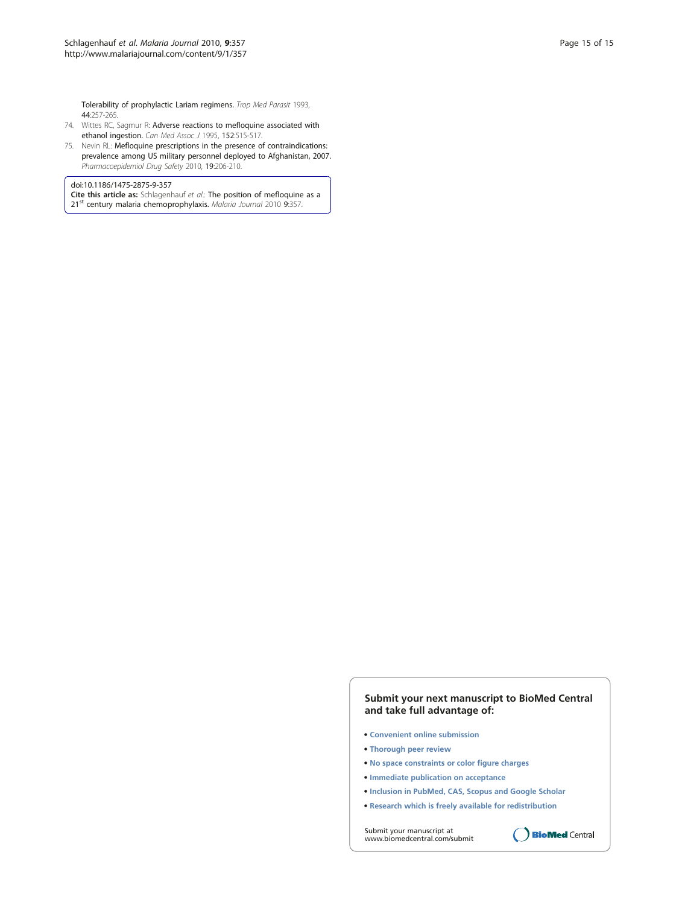Tolerability of prophylactic Lariam regimens. *Trop Med Parasit* 1993, **44**:257-265.

74. Wittes RC, Sagmur R: **Adverse reactions to mefloquine associated with ethanol ingestion.** *Can Med Assoc J* 1995, **152**:515-517.
75. Nevin RL: **Mefloquine prescriptions in the presence of contraindications: prevalence among US military personnel deployed to Afghanistan, 2007.** *Pharmacoepidemiol Drug Safety* 2010, **19**:206-210.

doi:10.1186/1475-2875-9-357
**Cite this article as:** Schlagenhauf *et al.*: The position of mefloquine as a 21st century malaria chemoprophylaxis. *Malaria Journal* 2010 **9**:357.

**Submit your next manuscript to BioMed Central and take full advantage of:**

- **Convenient online submission**
- **Thorough peer review**
- **No space constraints or color figure charges**
- **Immediate publication on acceptance**
- **Inclusion in PubMed, CAS, Scopus and Google Scholar**
- **Research which is freely available for redistribution**

Submit your manuscript at
www.biomedcentral.com/submit

BioMed Central